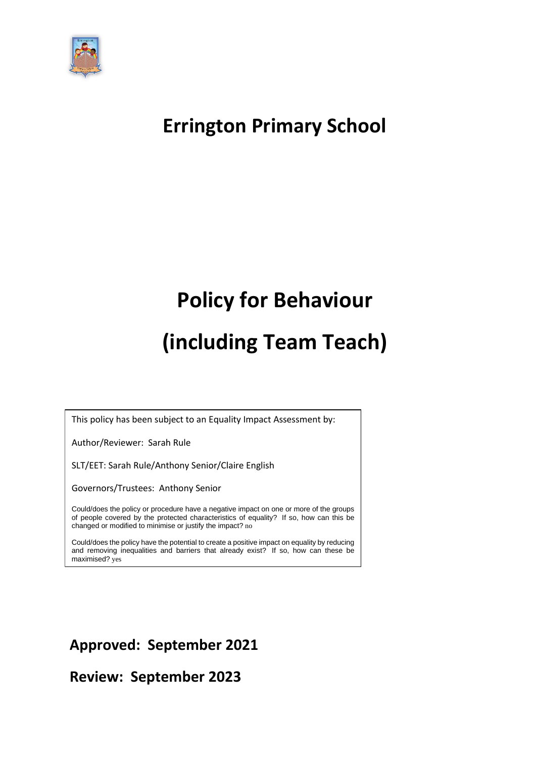# Errington Primary School

# Policy for Behaviour

# (including Team Teach)

This policy has been subject to an Equality Impact Assessment by:

Author/Reviewer: Sarah Rule

SLT/EET: Sarah Rule/Anthony Senior/Claire English

Governors/Trustees: Anthony Senior

Could/does the policy or procedure have a negative impact on one or more of the groups of people covered by the protected characteristics of equality? If so, how can this be changed or modified to minimise or justify the impact? no

Could/does the policy have the potential to create a positive impact on equality by reducing and removing inequalities and barriers that already exist? If so, how can these be maximised? yes

**Approved: September 2021**

**Review: September 2023**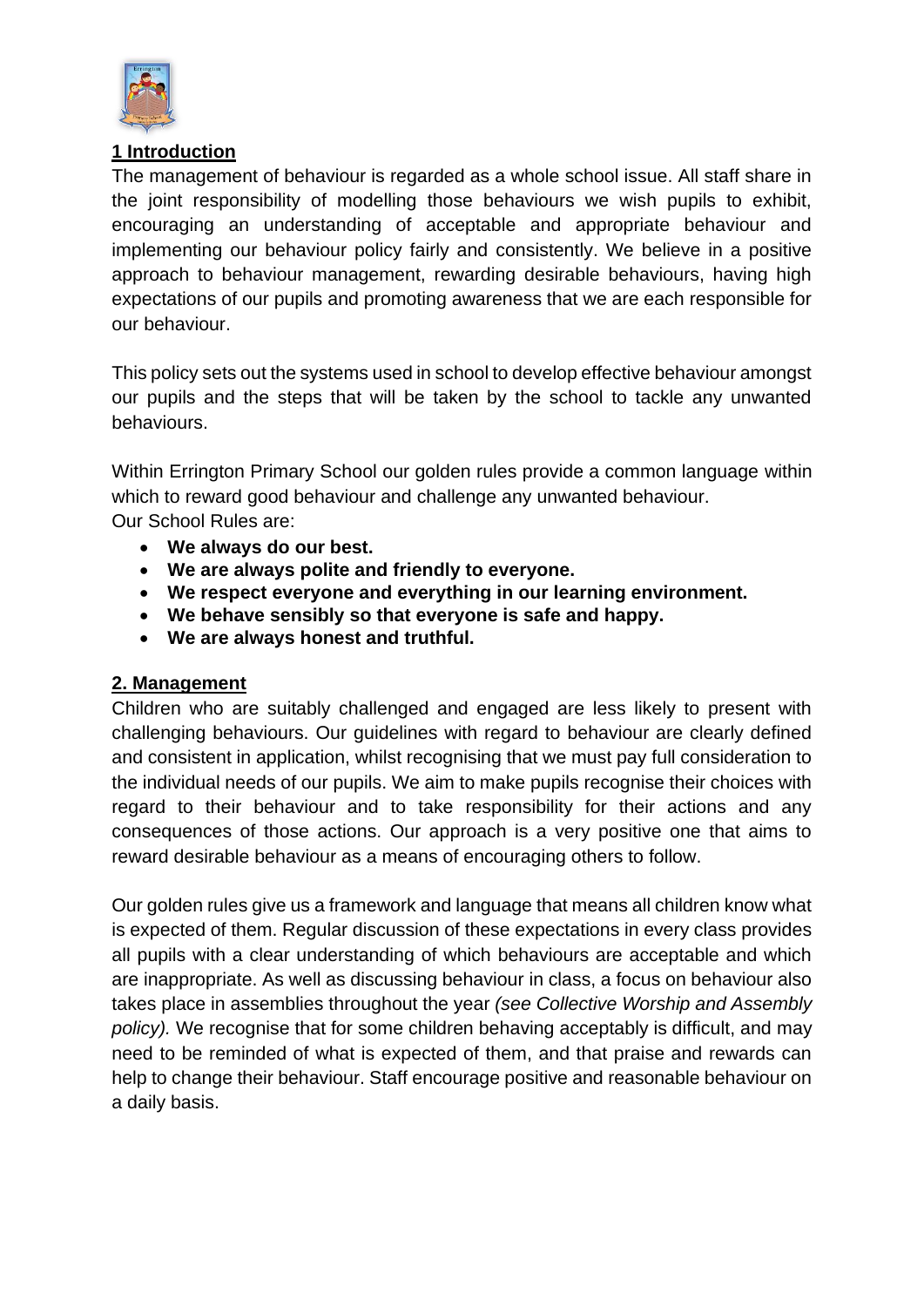## 1 Introduction

The management of behaviour is regarded as a whole school issue. All staff share in the joint responsibility of modelling those behaviours we wish pupils to exhibit, encouraging an understanding of acceptable and appropriate behaviour and implementing our behaviour policy fairly and consistently. We believe in a positive approach to behaviour management, rewarding desirable behaviours, having high expectations of our pupils and promoting awareness that we are each responsible for our behaviour.

This policy sets out the systems used in school to develop effective behaviour amongst our pupils and the steps that will be taken by the school to tackle any unwanted behaviours.

Within Errington Primary School our golden rules provide a common language within which to reward good behaviour and challenge any unwanted behaviour.
Our School Rules are:

- **We always do our best.**
- **We are always polite and friendly to everyone.**
- **We respect everyone and everything in our learning environment.**
- **We behave sensibly so that everyone is safe and happy.**
- **We are always honest and truthful.**

## 2. Management

Children who are suitably challenged and engaged are less likely to present with challenging behaviours. Our guidelines with regard to behaviour are clearly defined and consistent in application, whilst recognising that we must pay full consideration to the individual needs of our pupils. We aim to make pupils recognise their choices with regard to their behaviour and to take responsibility for their actions and any consequences of those actions. Our approach is a very positive one that aims to reward desirable behaviour as a means of encouraging others to follow.

Our golden rules give us a framework and language that means all children know what is expected of them. Regular discussion of these expectations in every class provides all pupils with a clear understanding of which behaviours are acceptable and which are inappropriate. As well as discussing behaviour in class, a focus on behaviour also takes place in assemblies throughout the year *(see Collective Worship and Assembly policy).* We recognise that for some children behaving acceptably is difficult, and may need to be reminded of what is expected of them, and that praise and rewards can help to change their behaviour. Staff encourage positive and reasonable behaviour on a daily basis.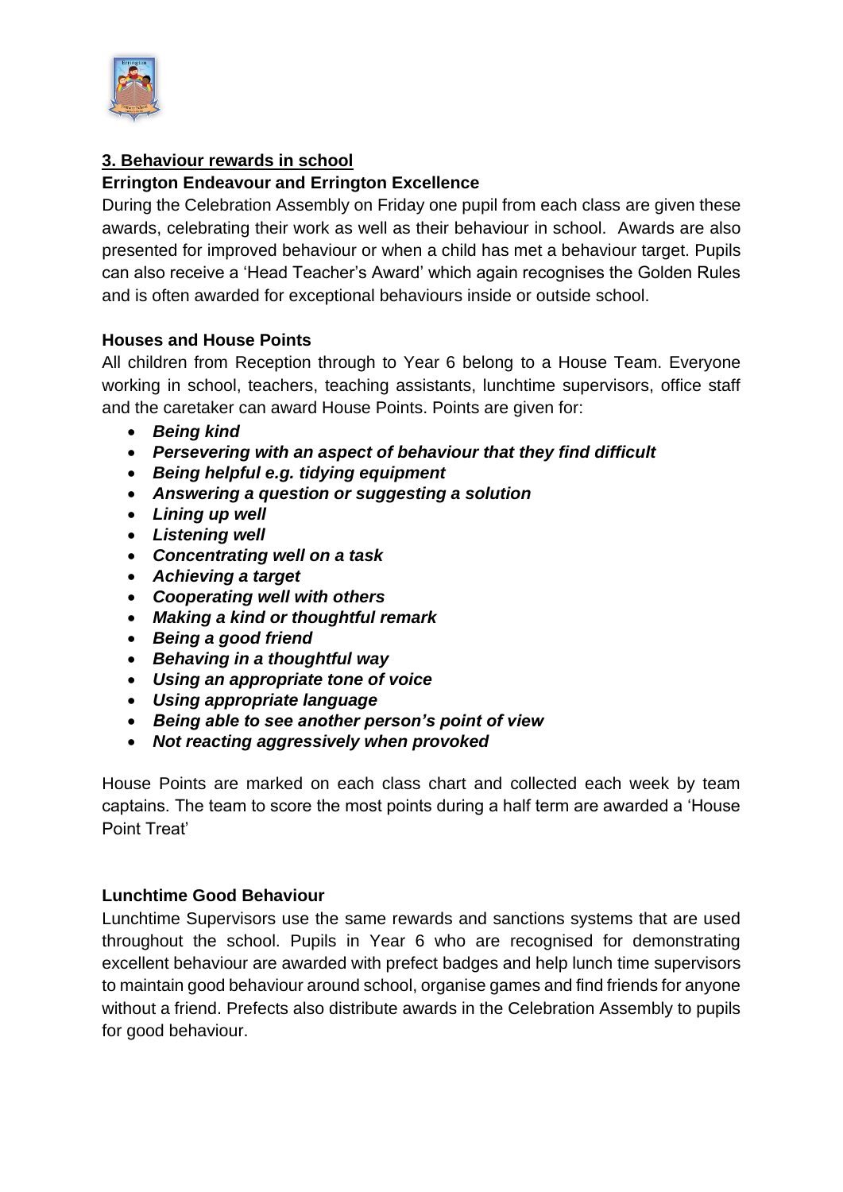## 3. Behaviour rewards in school

### Errington Endeavour and Errington Excellence

During the Celebration Assembly on Friday one pupil from each class are given these awards, celebrating their work as well as their behaviour in school. Awards are also presented for improved behaviour or when a child has met a behaviour target. Pupils can also receive a 'Head Teacher's Award' which again recognises the Golden Rules and is often awarded for exceptional behaviours inside or outside school.

### Houses and House Points

All children from Reception through to Year 6 belong to a House Team. Everyone working in school, teachers, teaching assistants, lunchtime supervisors, office staff and the caretaker can award House Points. Points are given for:

- ***Being kind***
- ***Persevering with an aspect of behaviour that they find difficult***
- ***Being helpful e.g. tidying equipment***
- ***Answering a question or suggesting a solution***
- ***Lining up well***
- ***Listening well***
- ***Concentrating well on a task***
- ***Achieving a target***
- ***Cooperating well with others***
- ***Making a kind or thoughtful remark***
- ***Being a good friend***
- ***Behaving in a thoughtful way***
- ***Using an appropriate tone of voice***
- ***Using appropriate language***
- ***Being able to see another person's point of view***
- ***Not reacting aggressively when provoked***

House Points are marked on each class chart and collected each week by team captains. The team to score the most points during a half term are awarded a 'House Point Treat'

### Lunchtime Good Behaviour

Lunchtime Supervisors use the same rewards and sanctions systems that are used throughout the school. Pupils in Year 6 who are recognised for demonstrating excellent behaviour are awarded with prefect badges and help lunch time supervisors to maintain good behaviour around school, organise games and find friends for anyone without a friend. Prefects also distribute awards in the Celebration Assembly to pupils for good behaviour.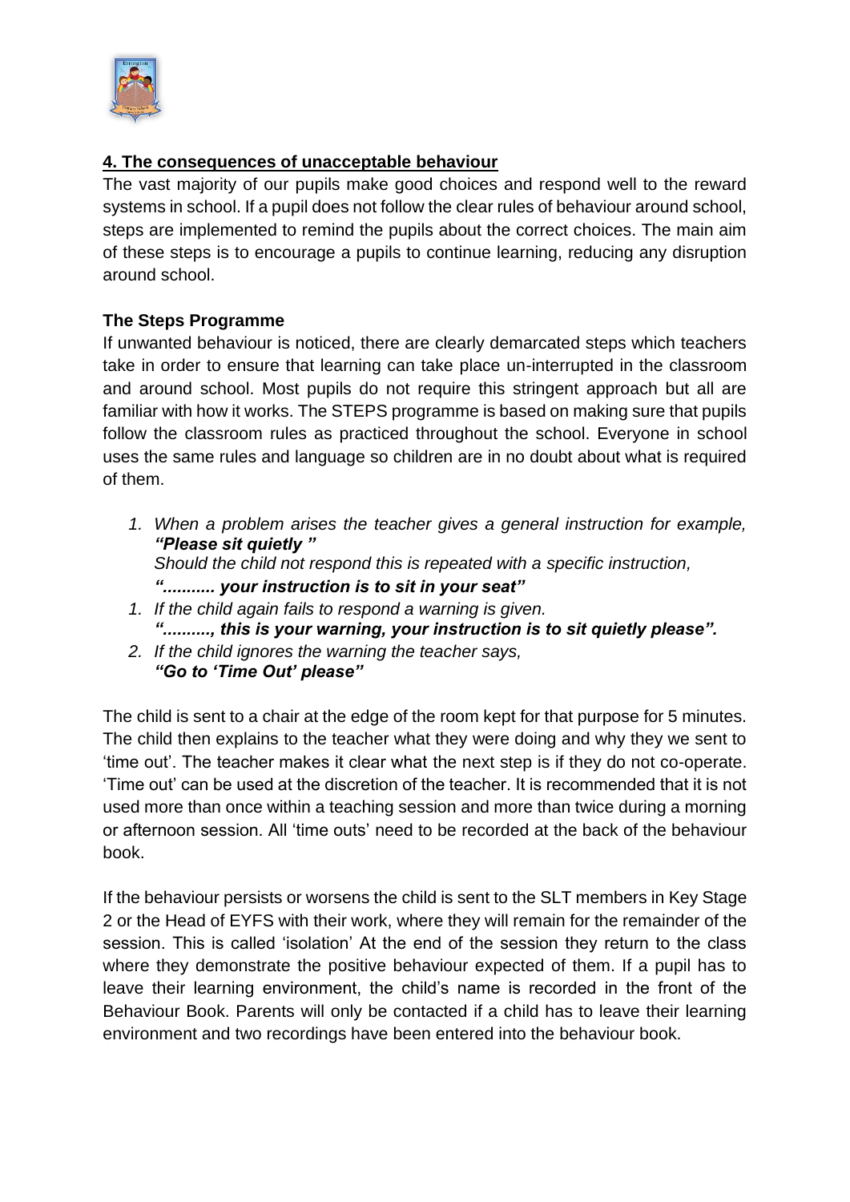## 4. The consequences of unacceptable behaviour

The vast majority of our pupils make good choices and respond well to the reward systems in school. If a pupil does not follow the clear rules of behaviour around school, steps are implemented to remind the pupils about the correct choices. The main aim of these steps is to encourage a pupils to continue learning, reducing any disruption around school.

### The Steps Programme

If unwanted behaviour is noticed, there are clearly demarcated steps which teachers take in order to ensure that learning can take place un-interrupted in the classroom and around school. Most pupils do not require this stringent approach but all are familiar with how it works. The STEPS programme is based on making sure that pupils follow the classroom rules as practiced throughout the school. Everyone in school uses the same rules and language so children are in no doubt about what is required of them.

1. *When a problem arises the teacher gives a general instruction for example,* ***"Please sit quietly "***
   *Should the child not respond this is repeated with a specific instruction,*
   ***"........... your instruction is to sit in your seat"***
1. *If the child again fails to respond a warning is given.*
   ***".........., this is your warning, your instruction is to sit quietly please".***
2. *If the child ignores the warning the teacher says,*
   ***"Go to 'Time Out' please"***

The child is sent to a chair at the edge of the room kept for that purpose for 5 minutes. The child then explains to the teacher what they were doing and why they we sent to 'time out'. The teacher makes it clear what the next step is if they do not co-operate. 'Time out' can be used at the discretion of the teacher. It is recommended that it is not used more than once within a teaching session and more than twice during a morning or afternoon session. All 'time outs' need to be recorded at the back of the behaviour book.

If the behaviour persists or worsens the child is sent to the SLT members in Key Stage 2 or the Head of EYFS with their work, where they will remain for the remainder of the session. This is called 'isolation' At the end of the session they return to the class where they demonstrate the positive behaviour expected of them. If a pupil has to leave their learning environment, the child's name is recorded in the front of the Behaviour Book. Parents will only be contacted if a child has to leave their learning environment and two recordings have been entered into the behaviour book.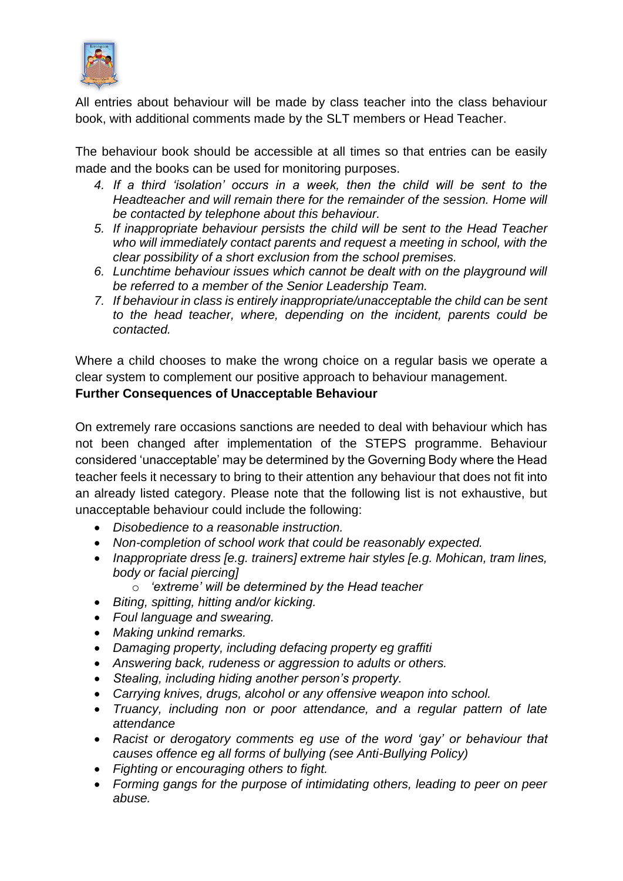All entries about behaviour will be made by class teacher into the class behaviour book, with additional comments made by the SLT members or Head Teacher.

The behaviour book should be accessible at all times so that entries can be easily made and the books can be used for monitoring purposes.

4. *If a third 'isolation' occurs in a week, then the child will be sent to the Headteacher and will remain there for the remainder of the session. Home will be contacted by telephone about this behaviour.*
5. *If inappropriate behaviour persists the child will be sent to the Head Teacher who will immediately contact parents and request a meeting in school, with the clear possibility of a short exclusion from the school premises.*
6. *Lunchtime behaviour issues which cannot be dealt with on the playground will be referred to a member of the Senior Leadership Team.*
7. *If behaviour in class is entirely inappropriate/unacceptable the child can be sent to the head teacher, where, depending on the incident, parents could be contacted.*

Where a child chooses to make the wrong choice on a regular basis we operate a clear system to complement our positive approach to behaviour management.

**Further Consequences of Unacceptable Behaviour**

On extremely rare occasions sanctions are needed to deal with behaviour which has not been changed after implementation of the STEPS programme. Behaviour considered 'unacceptable' may be determined by the Governing Body where the Head teacher feels it necessary to bring to their attention any behaviour that does not fit into an already listed category. Please note that the following list is not exhaustive, but unacceptable behaviour could include the following:

- *Disobedience to a reasonable instruction.*
- *Non-completion of school work that could be reasonably expected.*
- *Inappropriate dress [e.g. trainers] extreme hair styles [e.g. Mohican, tram lines, body or facial piercing]*
    - *'extreme' will be determined by the Head teacher*
- *Biting, spitting, hitting and/or kicking.*
- *Foul language and swearing.*
- *Making unkind remarks.*
- *Damaging property, including defacing property eg graffiti*
- *Answering back, rudeness or aggression to adults or others.*
- *Stealing, including hiding another person's property.*
- *Carrying knives, drugs, alcohol or any offensive weapon into school.*
- *Truancy, including non or poor attendance, and a regular pattern of late attendance*
- *Racist or derogatory comments eg use of the word 'gay' or behaviour that causes offence eg all forms of bullying (see Anti-Bullying Policy)*
- *Fighting or encouraging others to fight.*
- *Forming gangs for the purpose of intimidating others, leading to peer on peer abuse.*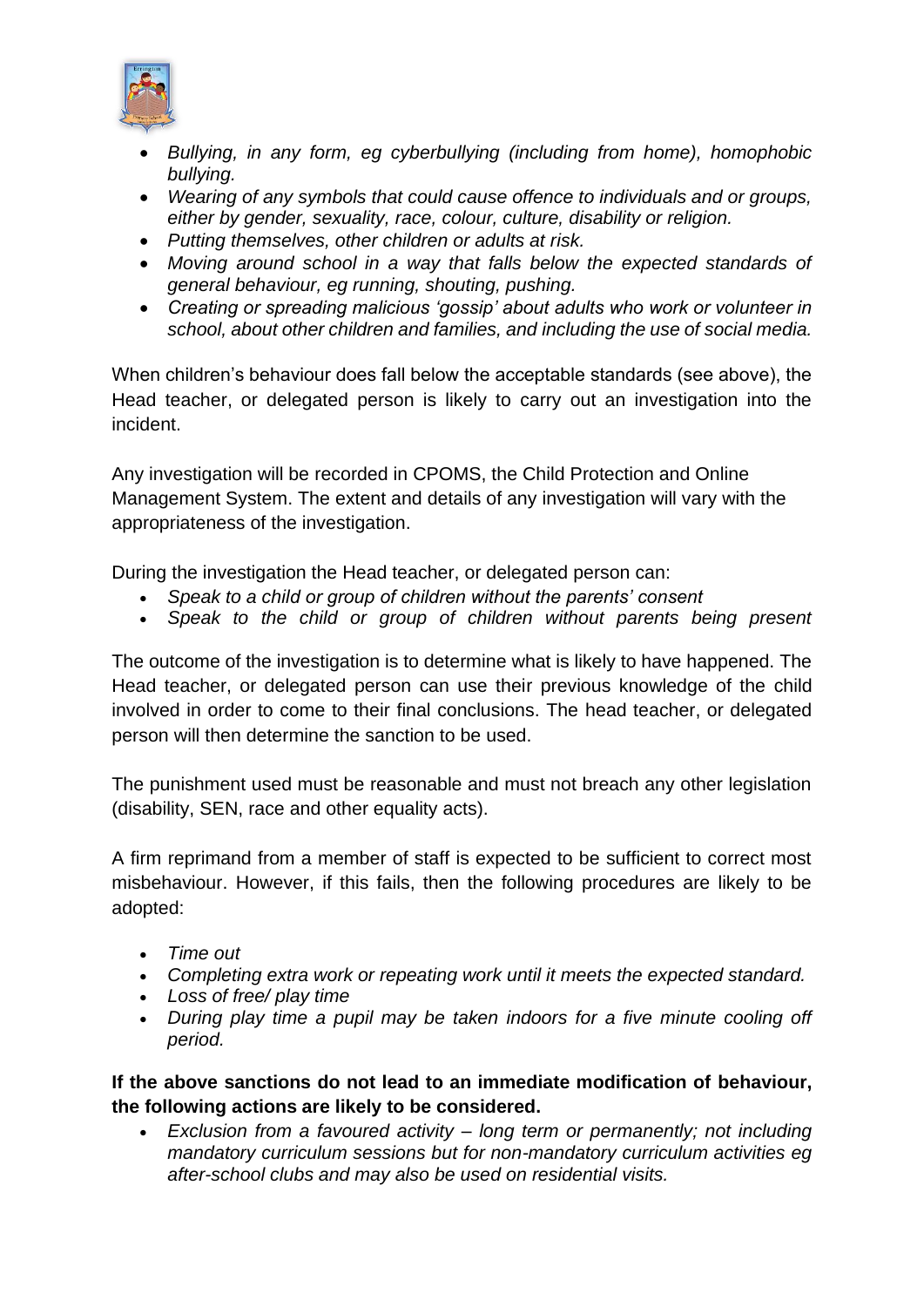- *Bullying, in any form, eg cyberbullying (including from home), homophobic bullying.*
- *Wearing of any symbols that could cause offence to individuals and or groups, either by gender, sexuality, race, colour, culture, disability or religion.*
- *Putting themselves, other children or adults at risk.*
- *Moving around school in a way that falls below the expected standards of general behaviour, eg running, shouting, pushing.*
- *Creating or spreading malicious 'gossip' about adults who work or volunteer in school, about other children and families, and including the use of social media.*

When children's behaviour does fall below the acceptable standards (see above), the Head teacher, or delegated person is likely to carry out an investigation into the incident.

Any investigation will be recorded in CPOMS, the Child Protection and Online Management System. The extent and details of any investigation will vary with the appropriateness of the investigation.

During the investigation the Head teacher, or delegated person can:

- *Speak to a child or group of children without the parents' consent*
- *Speak to the child or group of children without parents being present*

The outcome of the investigation is to determine what is likely to have happened. The Head teacher, or delegated person can use their previous knowledge of the child involved in order to come to their final conclusions. The head teacher, or delegated person will then determine the sanction to be used.

The punishment used must be reasonable and must not breach any other legislation (disability, SEN, race and other equality acts).

A firm reprimand from a member of staff is expected to be sufficient to correct most misbehaviour. However, if this fails, then the following procedures are likely to be adopted:

- *Time out*
- *Completing extra work or repeating work until it meets the expected standard.*
- *Loss of free/ play time*
- *During play time a pupil may be taken indoors for a five minute cooling off period.*

**If the above sanctions do not lead to an immediate modification of behaviour, the following actions are likely to be considered.**

- *Exclusion from a favoured activity – long term or permanently; not including mandatory curriculum sessions but for non-mandatory curriculum activities eg after-school clubs and may also be used on residential visits.*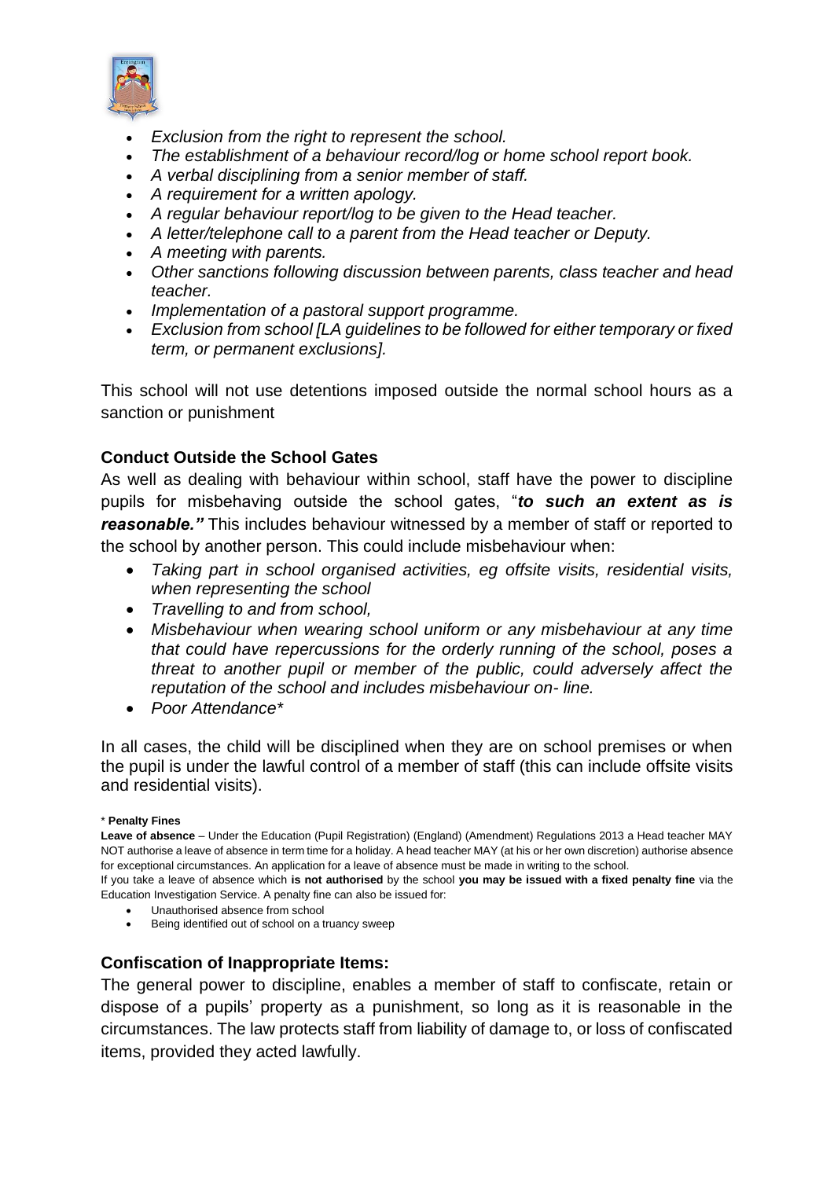- *Exclusion from the right to represent the school.*
- *The establishment of a behaviour record/log or home school report book.*
- *A verbal disciplining from a senior member of staff.*
- *A requirement for a written apology.*
- *A regular behaviour report/log to be given to the Head teacher.*
- *A letter/telephone call to a parent from the Head teacher or Deputy.*
- *A meeting with parents.*
- *Other sanctions following discussion between parents, class teacher and head teacher.*
- *Implementation of a pastoral support programme.*
- *Exclusion from school [LA guidelines to be followed for either temporary or fixed term, or permanent exclusions].*

This school will not use detentions imposed outside the normal school hours as a sanction or punishment

### Conduct Outside the School Gates

As well as dealing with behaviour within school, staff have the power to discipline pupils for misbehaving outside the school gates, "***to such an extent as is reasonable."*** This includes behaviour witnessed by a member of staff or reported to the school by another person. This could include misbehaviour when:

- *Taking part in school organised activities, eg offsite visits, residential visits, when representing the school*
- *Travelling to and from school,*
- *Misbehaviour when wearing school uniform or any misbehaviour at any time that could have repercussions for the orderly running of the school, poses a threat to another pupil or member of the public, could adversely affect the reputation of the school and includes misbehaviour on- line.*
- *Poor Attendance**

In all cases, the child will be disciplined when they are on school premises or when the pupil is under the lawful control of a member of staff (this can include offsite visits and residential visits).

\* **Penalty Fines**

**Leave of absence** – Under the Education (Pupil Registration) (England) (Amendment) Regulations 2013 a Head teacher MAY NOT authorise a leave of absence in term time for a holiday. A head teacher MAY (at his or her own discretion) authorise absence for exceptional circumstances. An application for a leave of absence must be made in writing to the school.

If you take a leave of absence which **is not authorised** by the school **you may be issued with a fixed penalty fine** via the Education Investigation Service. A penalty fine can also be issued for:

- Unauthorised absence from school
- Being identified out of school on a truancy sweep

### Confiscation of Inappropriate Items:

The general power to discipline, enables a member of staff to confiscate, retain or dispose of a pupils' property as a punishment, so long as it is reasonable in the circumstances. The law protects staff from liability of damage to, or loss of confiscated items, provided they acted lawfully.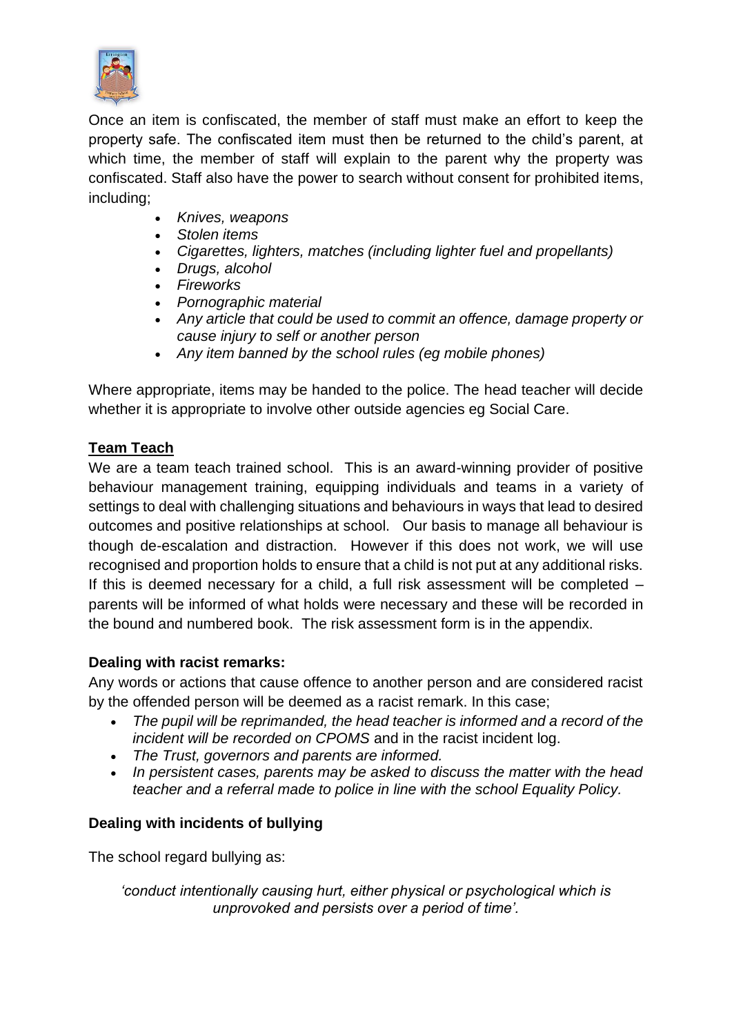Once an item is confiscated, the member of staff must make an effort to keep the property safe. The confiscated item must then be returned to the child's parent, at which time, the member of staff will explain to the parent why the property was confiscated. Staff also have the power to search without consent for prohibited items, including;

- *Knives, weapons*
- *Stolen items*
- *Cigarettes, lighters, matches (including lighter fuel and propellants)*
- *Drugs, alcohol*
- *Fireworks*
- *Pornographic material*
- *Any article that could be used to commit an offence, damage property or cause injury to self or another person*
- *Any item banned by the school rules (eg mobile phones)*

Where appropriate, items may be handed to the police. The head teacher will decide whether it is appropriate to involve other outside agencies eg Social Care.

**<u>Team Teach</u>**

We are a team teach trained school. This is an award-winning provider of positive behaviour management training, equipping individuals and teams in a variety of settings to deal with challenging situations and behaviours in ways that lead to desired outcomes and positive relationships at school. Our basis to manage all behaviour is though de-escalation and distraction. However if this does not work, we will use recognised and proportion holds to ensure that a child is not put at any additional risks. If this is deemed necessary for a child, a full risk assessment will be completed – parents will be informed of what holds were necessary and these will be recorded in the bound and numbered book. The risk assessment form is in the appendix.

**Dealing with racist remarks:**

Any words or actions that cause offence to another person and are considered racist by the offended person will be deemed as a racist remark. In this case;

- *The pupil will be reprimanded, the head teacher is informed and a record of the incident will be recorded on CPOMS* and in the racist incident log.
- *The Trust, governors and parents are informed.*
- *In persistent cases, parents may be asked to discuss the matter with the head teacher and a referral made to police in line with the school Equality Policy.*

**Dealing with incidents of bullying**

The school regard bullying as:

*'conduct intentionally causing hurt, either physical or psychological which is unprovoked and persists over a period of time'.*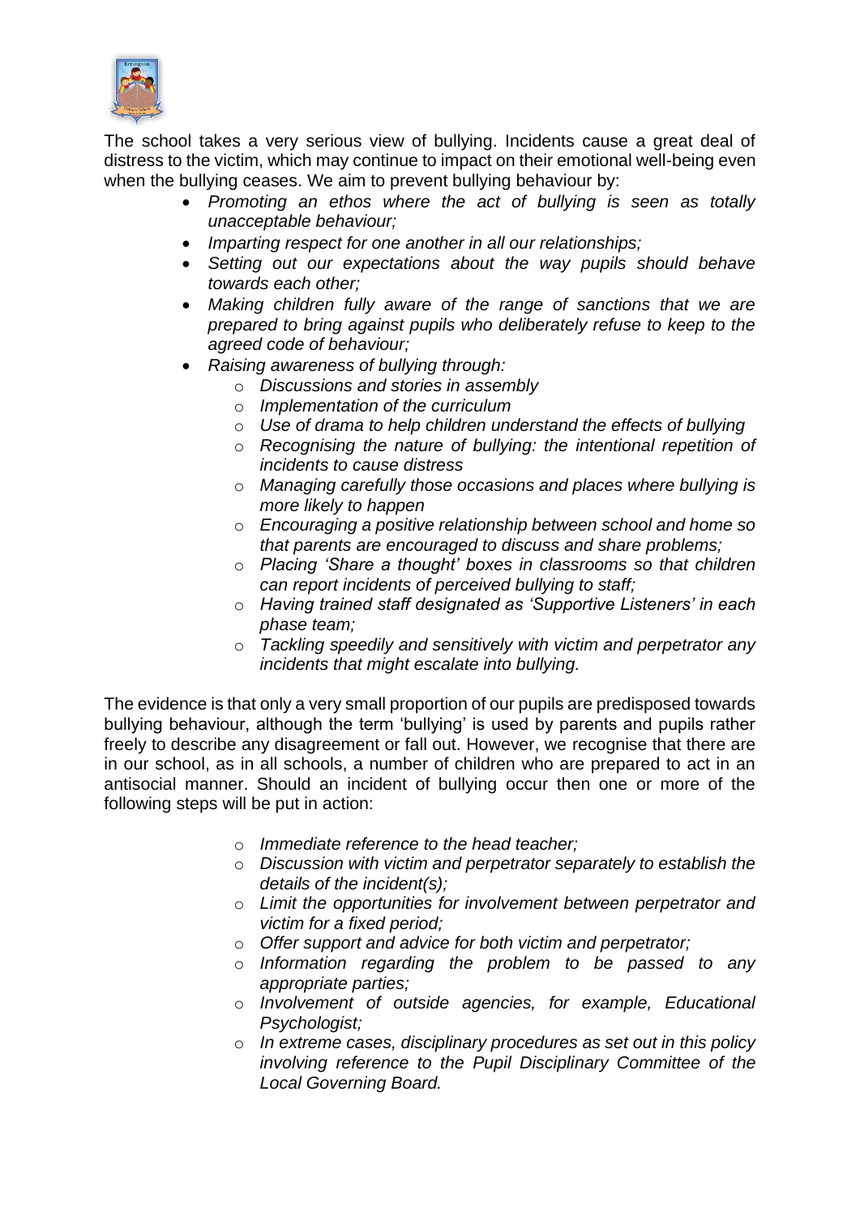The school takes a very serious view of bullying. Incidents cause a great deal of distress to the victim, which may continue to impact on their emotional well-being even when the bullying ceases. We aim to prevent bullying behaviour by:

- *Promoting an ethos where the act of bullying is seen as totally unacceptable behaviour;*
- *Imparting respect for one another in all our relationships;*
- *Setting out our expectations about the way pupils should behave towards each other;*
- *Making children fully aware of the range of sanctions that we are prepared to bring against pupils who deliberately refuse to keep to the agreed code of behaviour;*
- *Raising awareness of bullying through:*
  - *Discussions and stories in assembly*
  - *Implementation of the curriculum*
  - *Use of drama to help children understand the effects of bullying*
  - *Recognising the nature of bullying: the intentional repetition of incidents to cause distress*
  - *Managing carefully those occasions and places where bullying is more likely to happen*
  - *Encouraging a positive relationship between school and home so that parents are encouraged to discuss and share problems;*
  - *Placing 'Share a thought' boxes in classrooms so that children can report incidents of perceived bullying to staff;*
  - *Having trained staff designated as 'Supportive Listeners' in each phase team;*
  - *Tackling speedily and sensitively with victim and perpetrator any incidents that might escalate into bullying.*

The evidence is that only a very small proportion of our pupils are predisposed towards bullying behaviour, although the term 'bullying' is used by parents and pupils rather freely to describe any disagreement or fall out. However, we recognise that there are in our school, as in all schools, a number of children who are prepared to act in an antisocial manner. Should an incident of bullying occur then one or more of the following steps will be put in action:

- *Immediate reference to the head teacher;*
- *Discussion with victim and perpetrator separately to establish the details of the incident(s);*
- *Limit the opportunities for involvement between perpetrator and victim for a fixed period;*
- *Offer support and advice for both victim and perpetrator;*
- *Information regarding the problem to be passed to any appropriate parties;*
- *Involvement of outside agencies, for example, Educational Psychologist;*
- *In extreme cases, disciplinary procedures as set out in this policy involving reference to the Pupil Disciplinary Committee of the Local Governing Board.*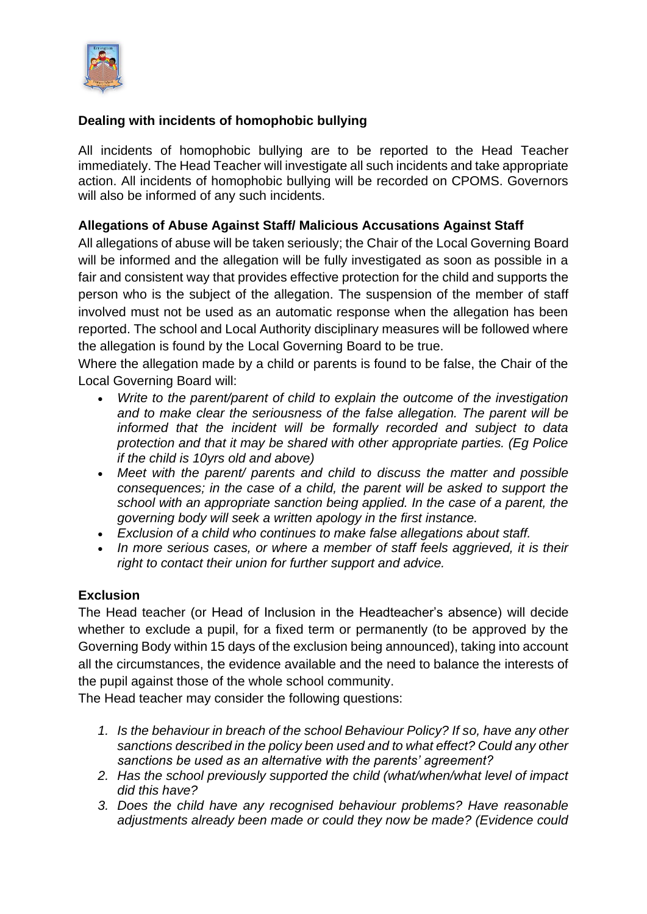### Dealing with incidents of homophobic bullying

All incidents of homophobic bullying are to be reported to the Head Teacher immediately. The Head Teacher will investigate all such incidents and take appropriate action. All incidents of homophobic bullying will be recorded on CPOMS. Governors will also be informed of any such incidents.

### Allegations of Abuse Against Staff/ Malicious Accusations Against Staff

All allegations of abuse will be taken seriously; the Chair of the Local Governing Board will be informed and the allegation will be fully investigated as soon as possible in a fair and consistent way that provides effective protection for the child and supports the person who is the subject of the allegation. The suspension of the member of staff involved must not be used as an automatic response when the allegation has been reported. The school and Local Authority disciplinary measures will be followed where the allegation is found by the Local Governing Board to be true.

Where the allegation made by a child or parents is found to be false, the Chair of the Local Governing Board will:

- *Write to the parent/parent of child to explain the outcome of the investigation and to make clear the seriousness of the false allegation. The parent will be informed that the incident will be formally recorded and subject to data protection and that it may be shared with other appropriate parties. (Eg Police if the child is 10yrs old and above)*
- *Meet with the parent/ parents and child to discuss the matter and possible consequences; in the case of a child, the parent will be asked to support the school with an appropriate sanction being applied. In the case of a parent, the governing body will seek a written apology in the first instance.*
- *Exclusion of a child who continues to make false allegations about staff.*
- *In more serious cases, or where a member of staff feels aggrieved, it is their right to contact their union for further support and advice.*

### Exclusion

The Head teacher (or Head of Inclusion in the Headteacher's absence) will decide whether to exclude a pupil, for a fixed term or permanently (to be approved by the Governing Body within 15 days of the exclusion being announced), taking into account all the circumstances, the evidence available and the need to balance the interests of the pupil against those of the whole school community.

The Head teacher may consider the following questions:

1. *Is the behaviour in breach of the school Behaviour Policy? If so, have any other sanctions described in the policy been used and to what effect? Could any other sanctions be used as an alternative with the parents' agreement?*
2. *Has the school previously supported the child (what/when/what level of impact did this have?*
3. *Does the child have any recognised behaviour problems? Have reasonable adjustments already been made or could they now be made? (Evidence could*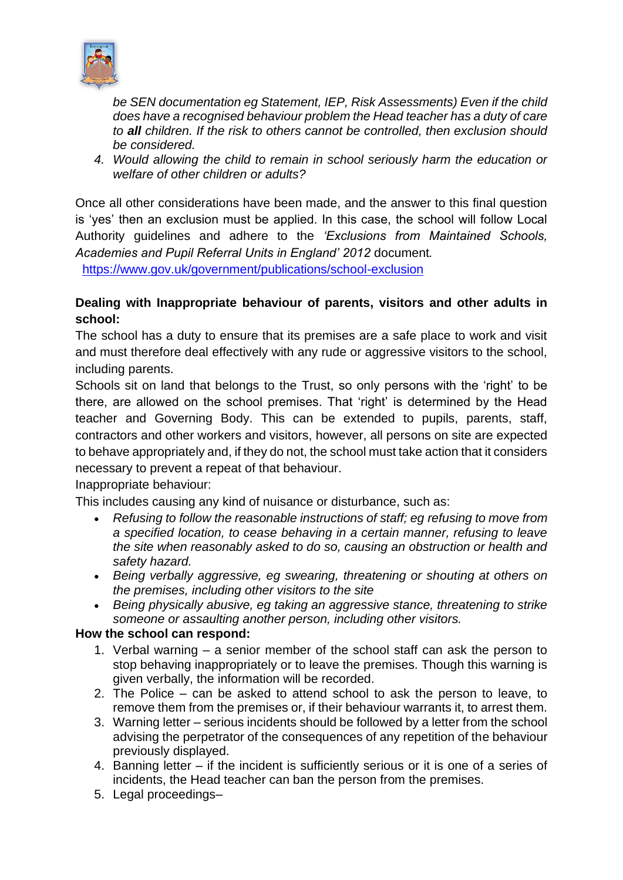*be SEN documentation eg Statement, IEP, Risk Assessments) Even if the child does have a recognised behaviour problem the Head teacher has a duty of care to **all** children. If the risk to others cannot be controlled, then exclusion should be considered.*

4. *Would allowing the child to remain in school seriously harm the education or welfare of other children or adults?*

Once all other considerations have been made, and the answer to this final question is 'yes' then an exclusion must be applied. In this case, the school will follow Local Authority guidelines and adhere to the *'Exclusions from Maintained Schools, Academies and Pupil Referral Units in England' 2012* document.
https://www.gov.uk/government/publications/school-exclusion

**Dealing with Inappropriate behaviour of parents, visitors and other adults in school:**

The school has a duty to ensure that its premises are a safe place to work and visit and must therefore deal effectively with any rude or aggressive visitors to the school, including parents.

Schools sit on land that belongs to the Trust, so only persons with the 'right' to be there, are allowed on the school premises. That 'right' is determined by the Head teacher and Governing Body. This can be extended to pupils, parents, staff, contractors and other workers and visitors, however, all persons on site are expected to behave appropriately and, if they do not, the school must take action that it considers necessary to prevent a repeat of that behaviour.

Inappropriate behaviour:

This includes causing any kind of nuisance or disturbance, such as:

- *Refusing to follow the reasonable instructions of staff; eg refusing to move from a specified location, to cease behaving in a certain manner, refusing to leave the site when reasonably asked to do so, causing an obstruction or health and safety hazard.*
- *Being verbally aggressive, eg swearing, threatening or shouting at others on the premises, including other visitors to the site*
- *Being physically abusive, eg taking an aggressive stance, threatening to strike someone or assaulting another person, including other visitors.*

**How the school can respond:**

1. Verbal warning – a senior member of the school staff can ask the person to stop behaving inappropriately or to leave the premises. Though this warning is given verbally, the information will be recorded.
2. The Police – can be asked to attend school to ask the person to leave, to remove them from the premises or, if their behaviour warrants it, to arrest them.
3. Warning letter – serious incidents should be followed by a letter from the school advising the perpetrator of the consequences of any repetition of the behaviour previously displayed.
4. Banning letter – if the incident is sufficiently serious or it is one of a series of incidents, the Head teacher can ban the person from the premises.
5. Legal proceedings–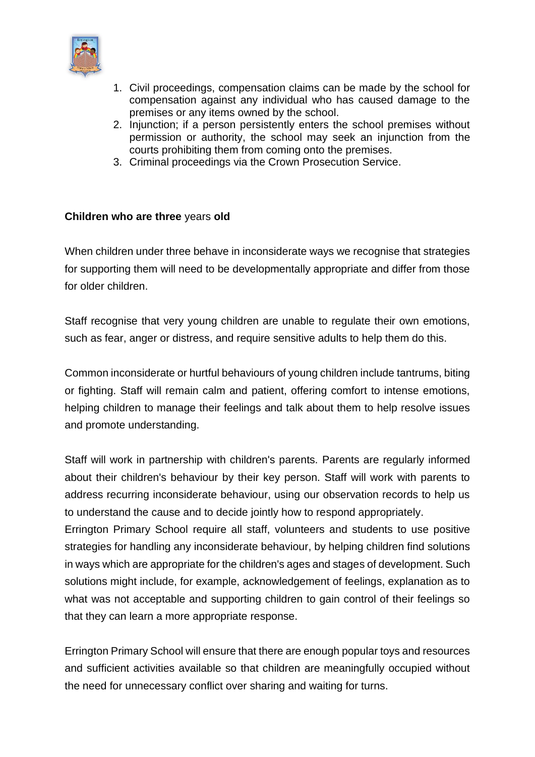1. Civil proceedings, compensation claims can be made by the school for compensation against any individual who has caused damage to the premises or any items owned by the school.
2. Injunction; if a person persistently enters the school premises without permission or authority, the school may seek an injunction from the courts prohibiting them from coming onto the premises.
3. Criminal proceedings via the Crown Prosecution Service.

**Children who are three** years **old**

When children under three behave in inconsiderate ways we recognise that strategies for supporting them will need to be developmentally appropriate and differ from those for older children.

Staff recognise that very young children are unable to regulate their own emotions, such as fear, anger or distress, and require sensitive adults to help them do this.

Common inconsiderate or hurtful behaviours of young children include tantrums, biting or fighting. Staff will remain calm and patient, offering comfort to intense emotions, helping children to manage their feelings and talk about them to help resolve issues and promote understanding.

Staff will work in partnership with children's parents. Parents are regularly informed about their children's behaviour by their key person. Staff will work with parents to address recurring inconsiderate behaviour, using our observation records to help us to understand the cause and to decide jointly how to respond appropriately.
Errington Primary School require all staff, volunteers and students to use positive strategies for handling any inconsiderate behaviour, by helping children find solutions in ways which are appropriate for the children's ages and stages of development. Such solutions might include, for example, acknowledgement of feelings, explanation as to what was not acceptable and supporting children to gain control of their feelings so that they can learn a more appropriate response.

Errington Primary School will ensure that there are enough popular toys and resources and sufficient activities available so that children are meaningfully occupied without the need for unnecessary conflict over sharing and waiting for turns.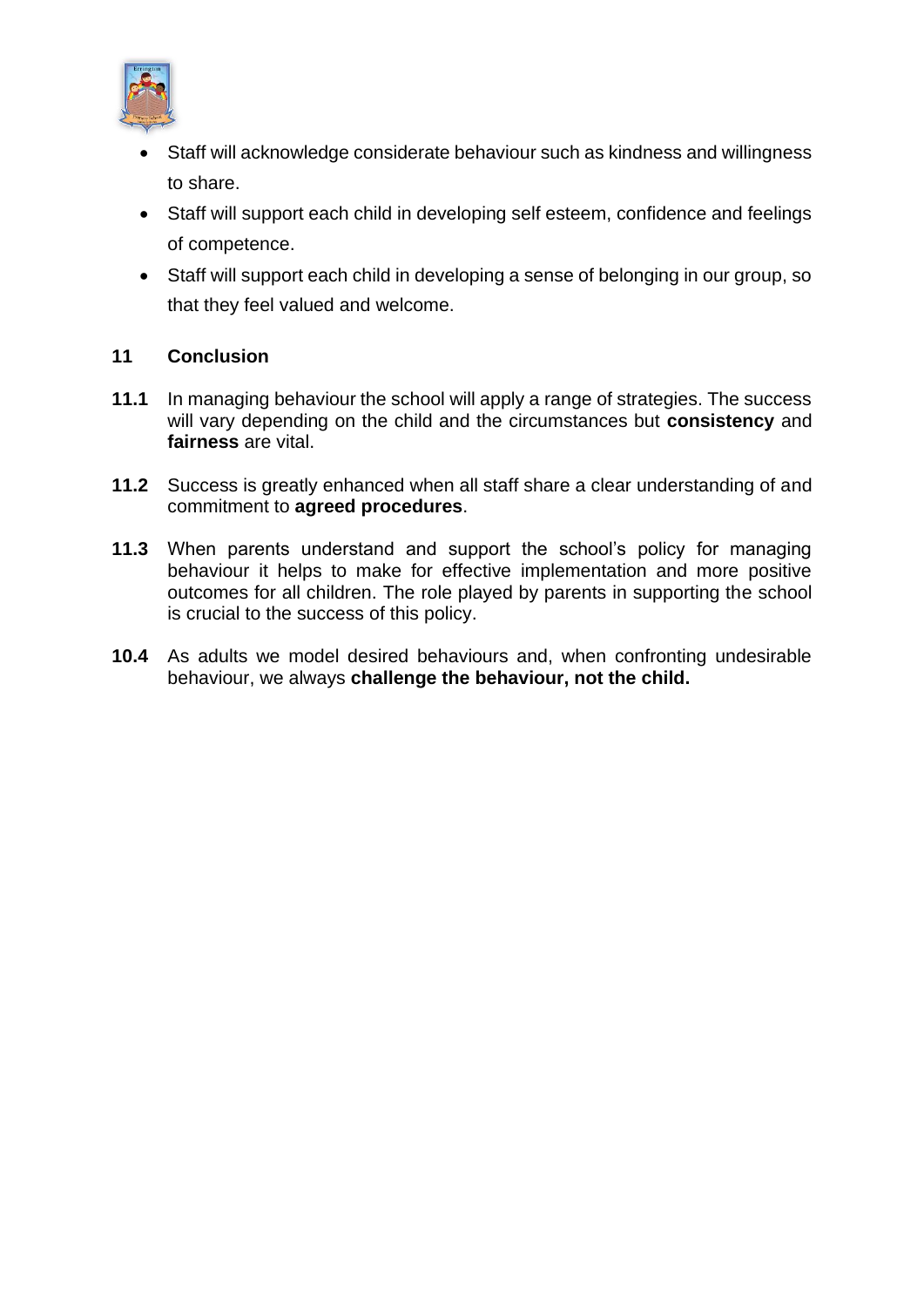- Staff will acknowledge considerate behaviour such as kindness and willingness to share.
- Staff will support each child in developing self esteem, confidence and feelings of competence.
- Staff will support each child in developing a sense of belonging in our group, so that they feel valued and welcome.

## 11 Conclusion

**11.1** In managing behaviour the school will apply a range of strategies. The success will vary depending on the child and the circumstances but **consistency** and **fairness** are vital.

**11.2** Success is greatly enhanced when all staff share a clear understanding of and commitment to **agreed procedures**.

**11.3** When parents understand and support the school's policy for managing behaviour it helps to make for effective implementation and more positive outcomes for all children. The role played by parents in supporting the school is crucial to the success of this policy.

**10.4** As adults we model desired behaviours and, when confronting undesirable behaviour, we always **challenge the behaviour, not the child.**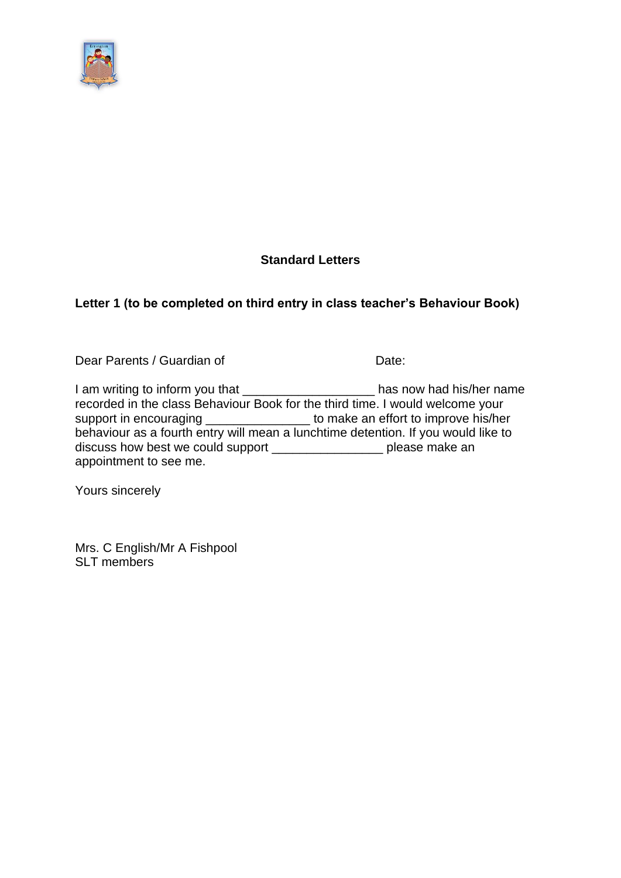## Standard Letters

### Letter 1 (to be completed on third entry in class teacher's Behaviour Book)

Dear Parents / Guardian of Date:

I am writing to inform you that ___________________ has now had his/her name recorded in the class Behaviour Book for the third time. I would welcome your support in encouraging _______________ to make an effort to improve his/her behaviour as a fourth entry will mean a lunchtime detention. If you would like to discuss how best we could support ________________ please make an appointment to see me.

Yours sincerely

Mrs. C English/Mr A Fishpool  
SLT members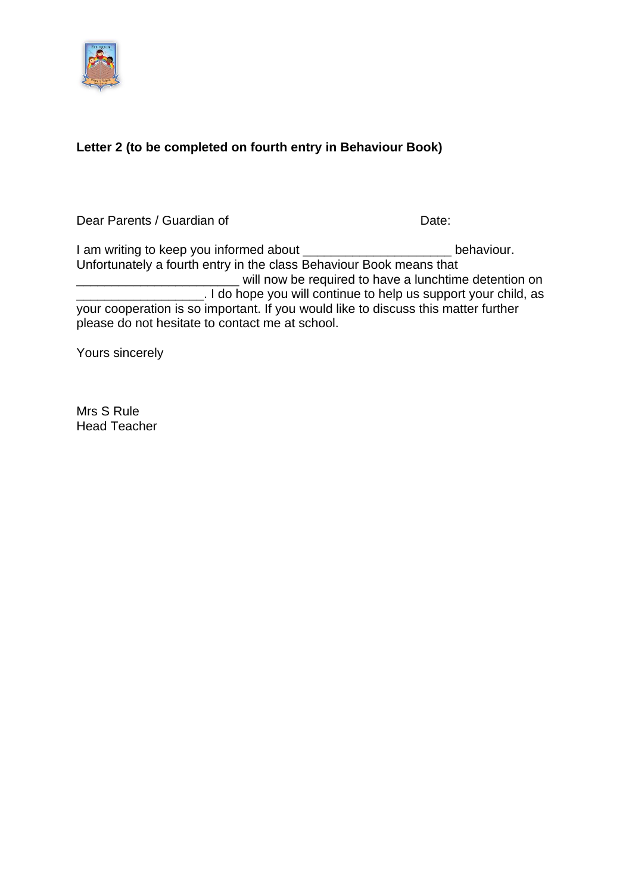**Letter 2 (to be completed on fourth entry in Behaviour Book)**

Dear Parents / Guardian of Date:

I am writing to keep you informed about _____________________ behaviour. Unfortunately a fourth entry in the class Behaviour Book means that _______________________ will now be required to have a lunchtime detention on __________________. I do hope you will continue to help us support your child, as your cooperation is so important. If you would like to discuss this matter further please do not hesitate to contact me at school.

Yours sincerely

Mrs S Rule
Head Teacher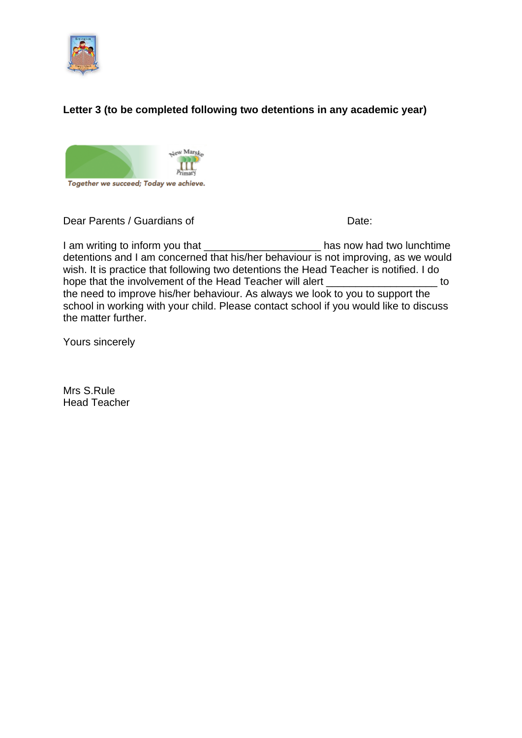**Letter 3 (to be completed following two detentions in any academic year)**

*Together we succeed; Today we achieve.*

Dear Parents / Guardians of                                        Date:

I am writing to inform you that ____________________ has now had two lunchtime detentions and I am concerned that his/her behaviour is not improving, as we would wish. It is practice that following two detentions the Head Teacher is notified. I do hope that the involvement of the Head Teacher will alert ___________________ to the need to improve his/her behaviour. As always we look to you to support the school in working with your child. Please contact school if you would like to discuss the matter further.

Yours sincerely

Mrs S.Rule
Head Teacher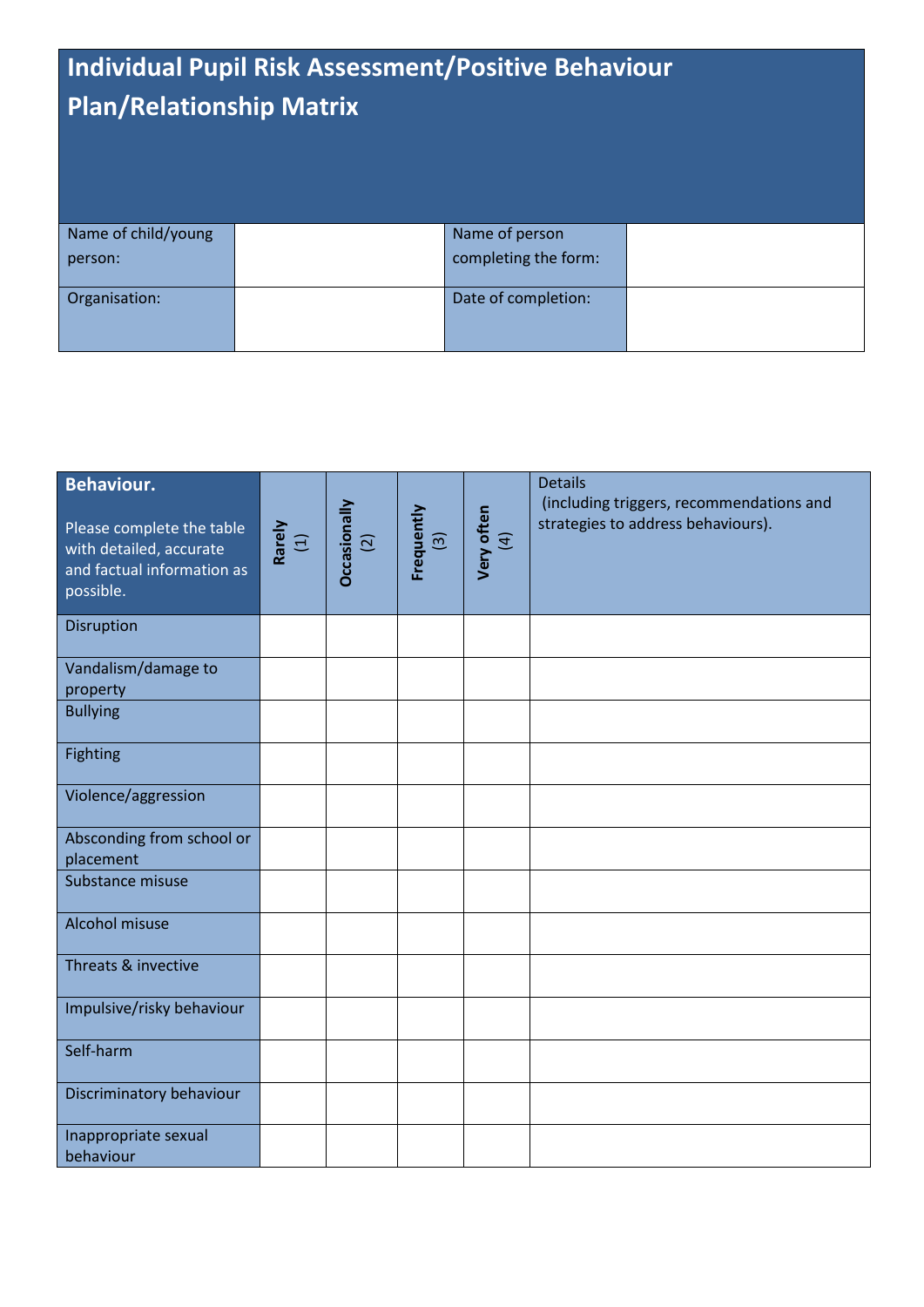# Individual Pupil Risk Assessment/Positive Behaviour Plan/Relationship Matrix

| Name of child/young person: | | Name of person completing the form: | |
|---|---|---|---|
| Organisation: | | Date of completion: | |

| **Behaviour.** Please complete the table with detailed, accurate and factual information as possible. | **Rarely** (1) | **Occasionally** (2) | **Frequently** (3) | **Very often** (4) | Details (including triggers, recommendations and strategies to address behaviours). |
|---|---|---|---|---|---|
| Disruption | | | | | |
| Vandalism/damage to property | | | | | |
| Bullying | | | | | |
| Fighting | | | | | |
| Violence/aggression | | | | | |
| Absconding from school or placement | | | | | |
| Substance misuse | | | | | |
| Alcohol misuse | | | | | |
| Threats & invective | | | | | |
| Impulsive/risky behaviour | | | | | |
| Self-harm | | | | | |
| Discriminatory behaviour | | | | | |
| Inappropriate sexual behaviour | | | | | |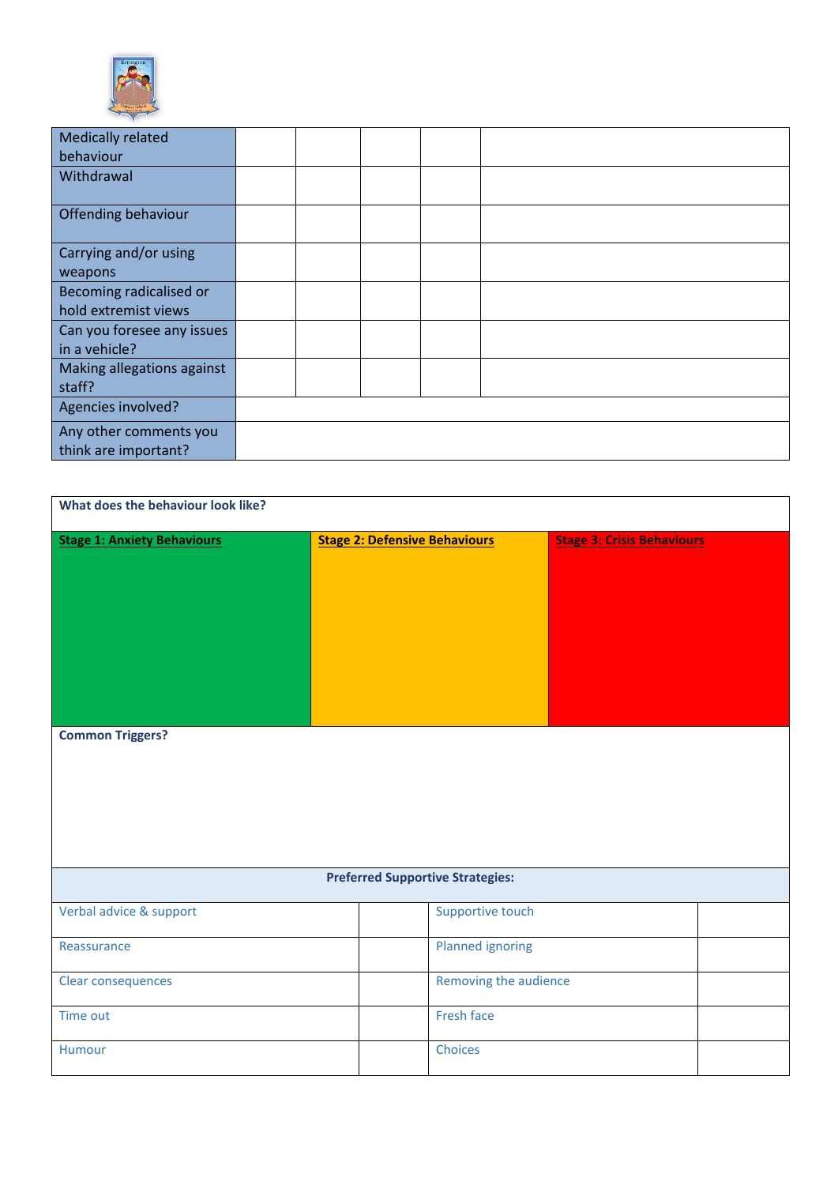| Medically related behaviour | | | | | |
|---|---|---|---|---|---|
| Withdrawal | | | | | |
| Offending behaviour | | | | | |
| Carrying and/or using weapons | | | | | |
| Becoming radicalised or hold extremist views | | | | | |
| Can you foresee any issues in a vehicle? | | | | | |
| Making allegations against staff? | | | | | |
| Agencies involved? | | | | | |
| Any other comments you think are important? | | | | | |

**What does the behaviour look like?**

| **Stage 1: Anxiety Behaviours** | **Stage 2: Defensive Behaviours** | **Stage 3: Crisis Behaviours** |
|---|---|---|
| | | |

**Common Triggers?**

**Preferred Supportive Strategies:**

| | | | |
|---|---|---|---|
| Verbal advice & support | | Supportive touch | |
| Reassurance | | Planned ignoring | |
| Clear consequences | | Removing the audience | |
| Time out | | Fresh face | |
| Humour | | Choices | |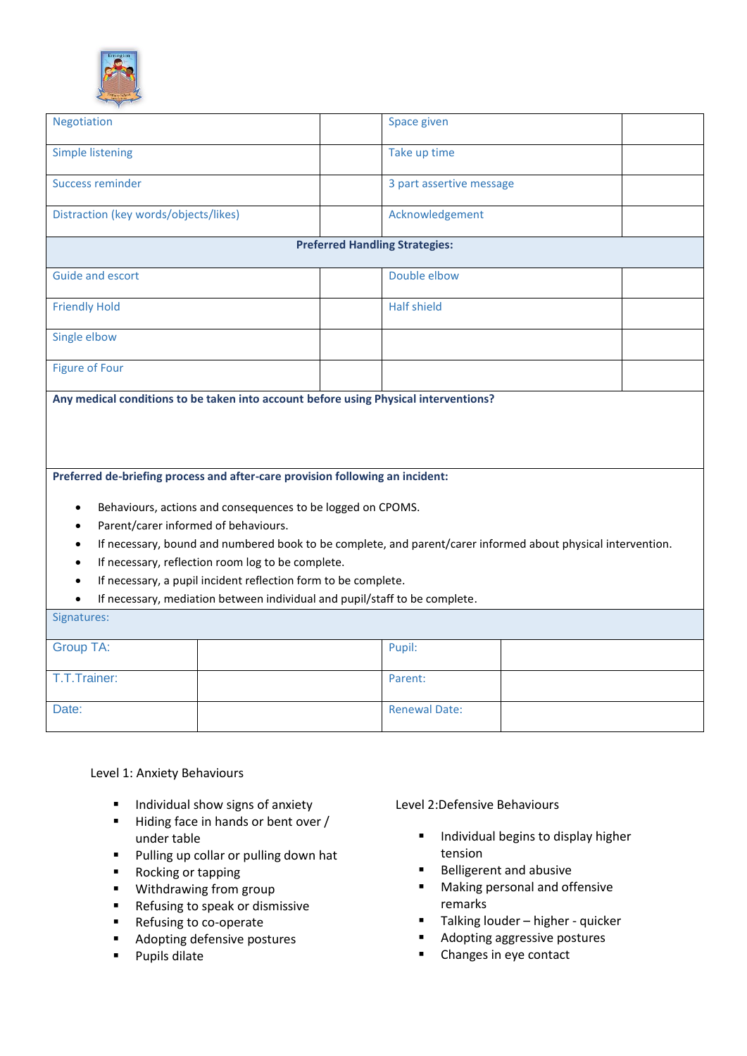| Negotiation | | Space given | |
|---|---|---|---|
| Simple listening | | Take up time | |
| Success reminder | | 3 part assertive message | |
| Distraction (key words/objects/likes) | | Acknowledgement | |
| **Preferred Handling Strategies:** | | | |
| Guide and escort | | Double elbow | |
| Friendly Hold | | Half shield | |
| Single elbow | | | |
| Figure of Four | | | |

**Any medical conditions to be taken into account before using Physical interventions?**

**Preferred de-briefing process and after-care provision following an incident:**

- Behaviours, actions and consequences to be logged on CPOMS.
- Parent/carer informed of behaviours.
- If necessary, bound and numbered book to be complete, and parent/carer informed about physical intervention.
- If necessary, reflection room log to be complete.
- If necessary, a pupil incident reflection form to be complete.
- If necessary, mediation between individual and pupil/staff to be complete.

Signatures:

| Group TA: | | Pupil: | |
|---|---|---|---|
| T.T.Trainer: | | Parent: | |
| Date: | | Renewal Date: | |

Level 1: Anxiety Behaviours

- Individual show signs of anxiety
- Hiding face in hands or bent over / under table
- Pulling up collar or pulling down hat
- Rocking or tapping
- Withdrawing from group
- Refusing to speak or dismissive
- Refusing to co-operate
- Adopting defensive postures
- Pupils dilate

Level 2:Defensive Behaviours

- Individual begins to display higher tension
- Belligerent and abusive
- Making personal and offensive remarks
- Talking louder – higher - quicker
- Adopting aggressive postures
- Changes in eye contact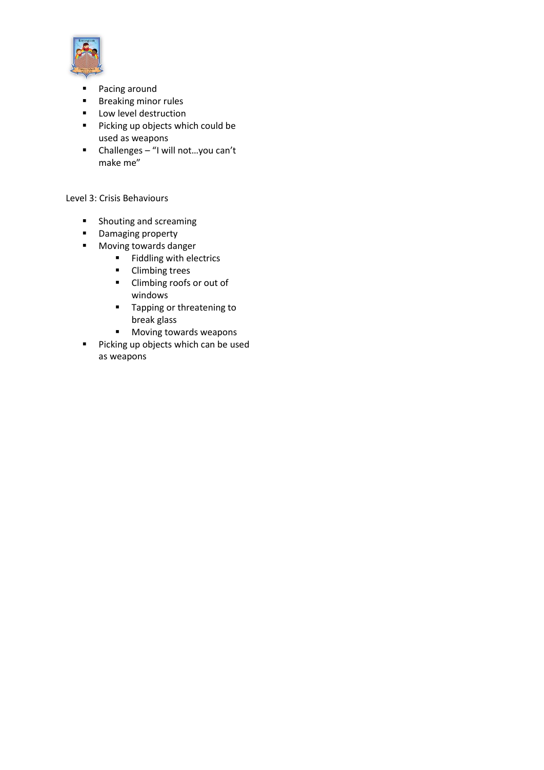- Pacing around
- Breaking minor rules
- Low level destruction
- Picking up objects which could be used as weapons
- Challenges – "I will not…you can't make me"

Level 3: Crisis Behaviours

- Shouting and screaming
- Damaging property
- Moving towards danger
  - Fiddling with electrics
  - Climbing trees
  - Climbing roofs or out of windows
  - Tapping or threatening to break glass
  - Moving towards weapons
- Picking up objects which can be used as weapons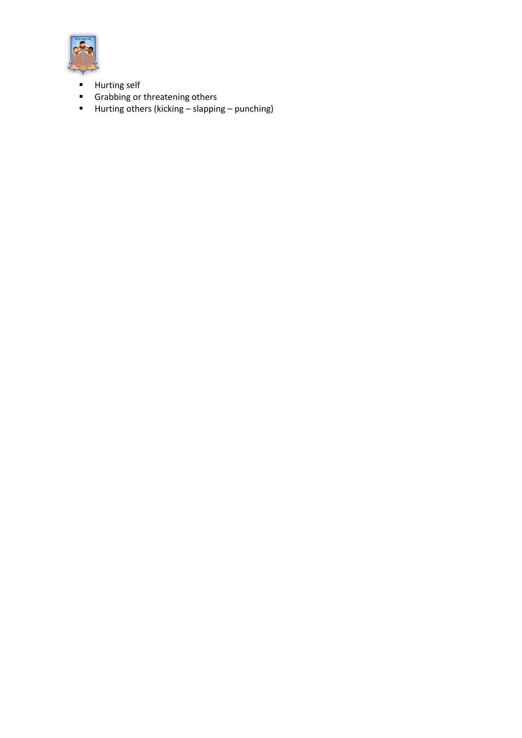- Hurting self
- Grabbing or threatening others
- Hurting others (kicking – slapping – punching)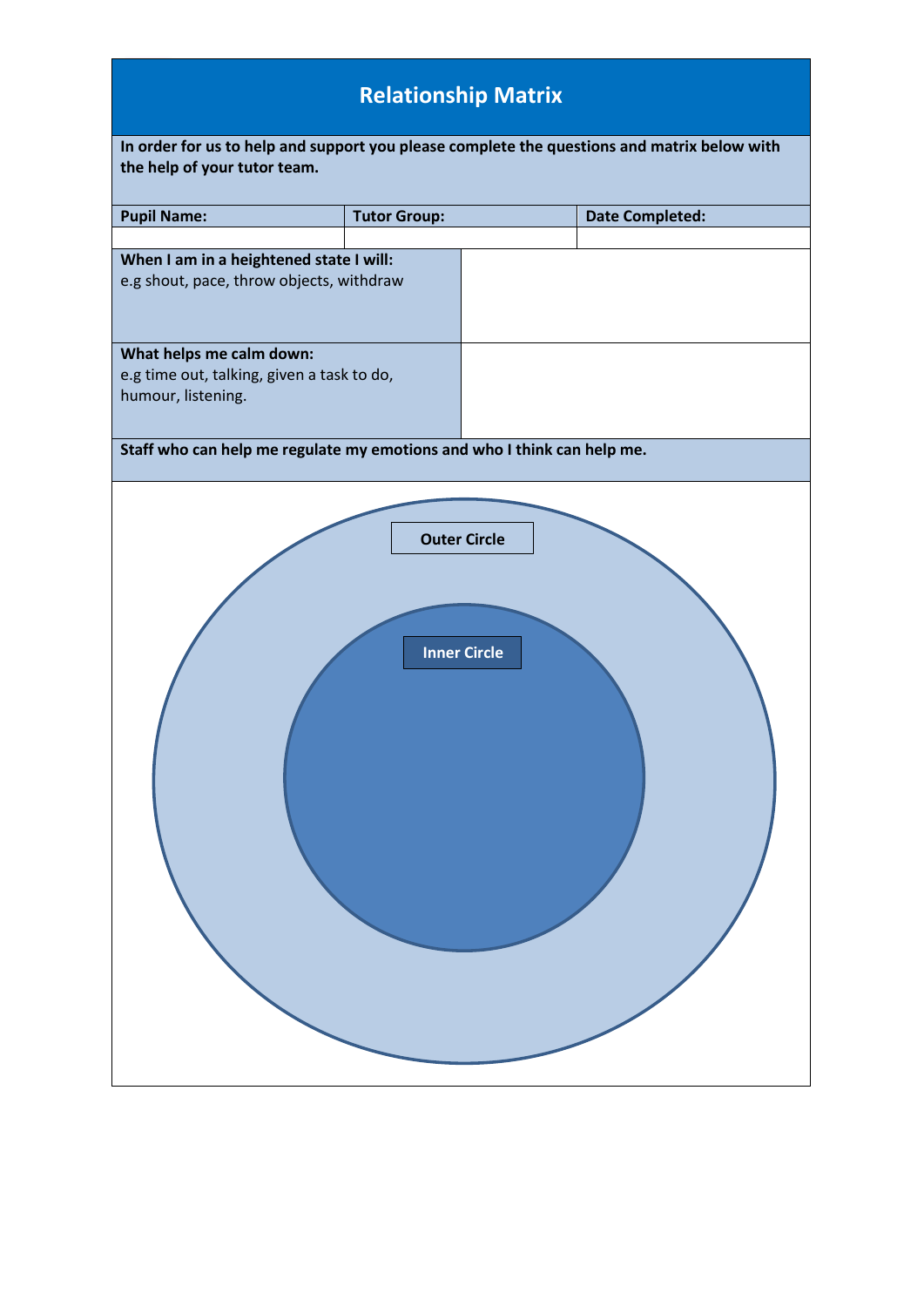# Relationship Matrix

**In order for us to help and support you please complete the questions and matrix below with the help of your tutor team.**

| Pupil Name: | Tutor Group: | Date Completed: |
|---|---|---|
| | | |

| | |
|---|---|
| **When I am in a heightened state I will:** e.g shout, pace, throw objects, withdraw | |
| **What helps me calm down:** e.g time out, talking, given a task to do, humour, listening. | |

**Staff who can help me regulate my emotions and who I think can help me.**

**Outer Circle**

**Inner Circle**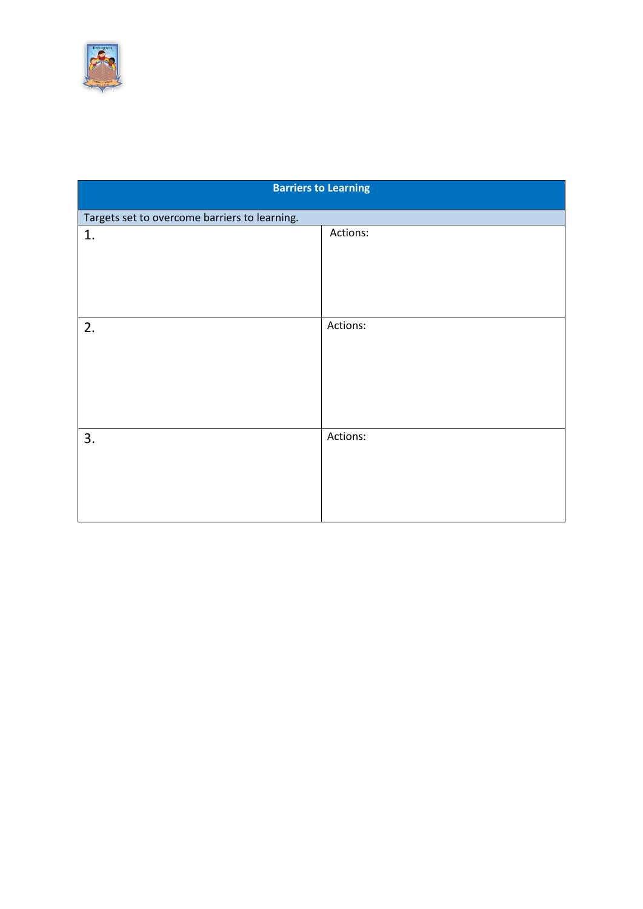| Barriers to Learning | |
|---|---|
| Targets set to overcome barriers to learning. | |
| 1. | Actions: |
| 2. | Actions: |
| 3. | Actions: |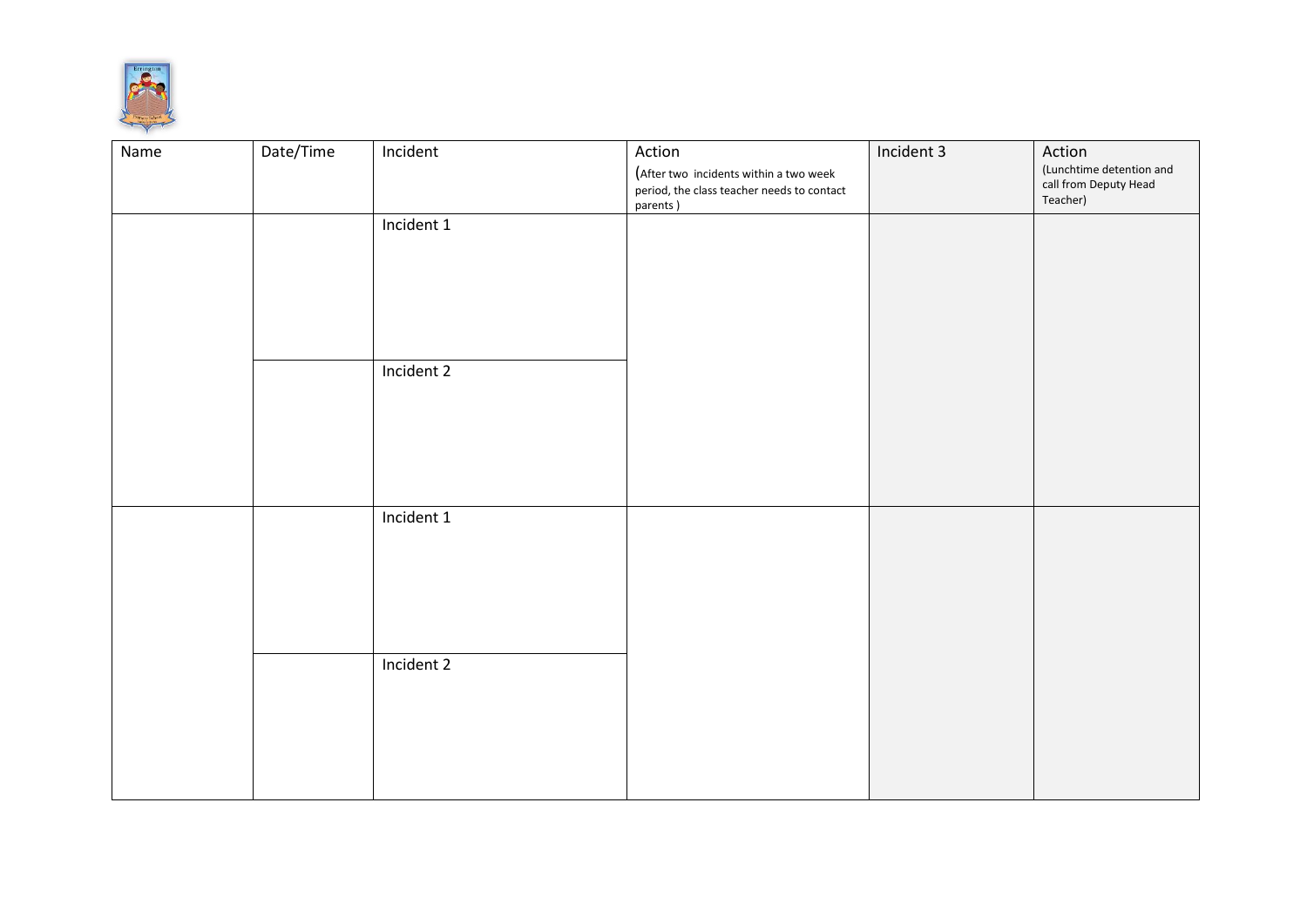| Name | Date/Time | Incident | Action (After two incidents within a two week period, the class teacher needs to contact parents ) | Incident 3 | Action (Lunchtime detention and call from Deputy Head Teacher) |
|---|---|---|---|---|---|
| | | Incident 1 | | | |
| | | Incident 2 | | | |
| | | Incident 1 | | | |
| | | Incident 2 | | | |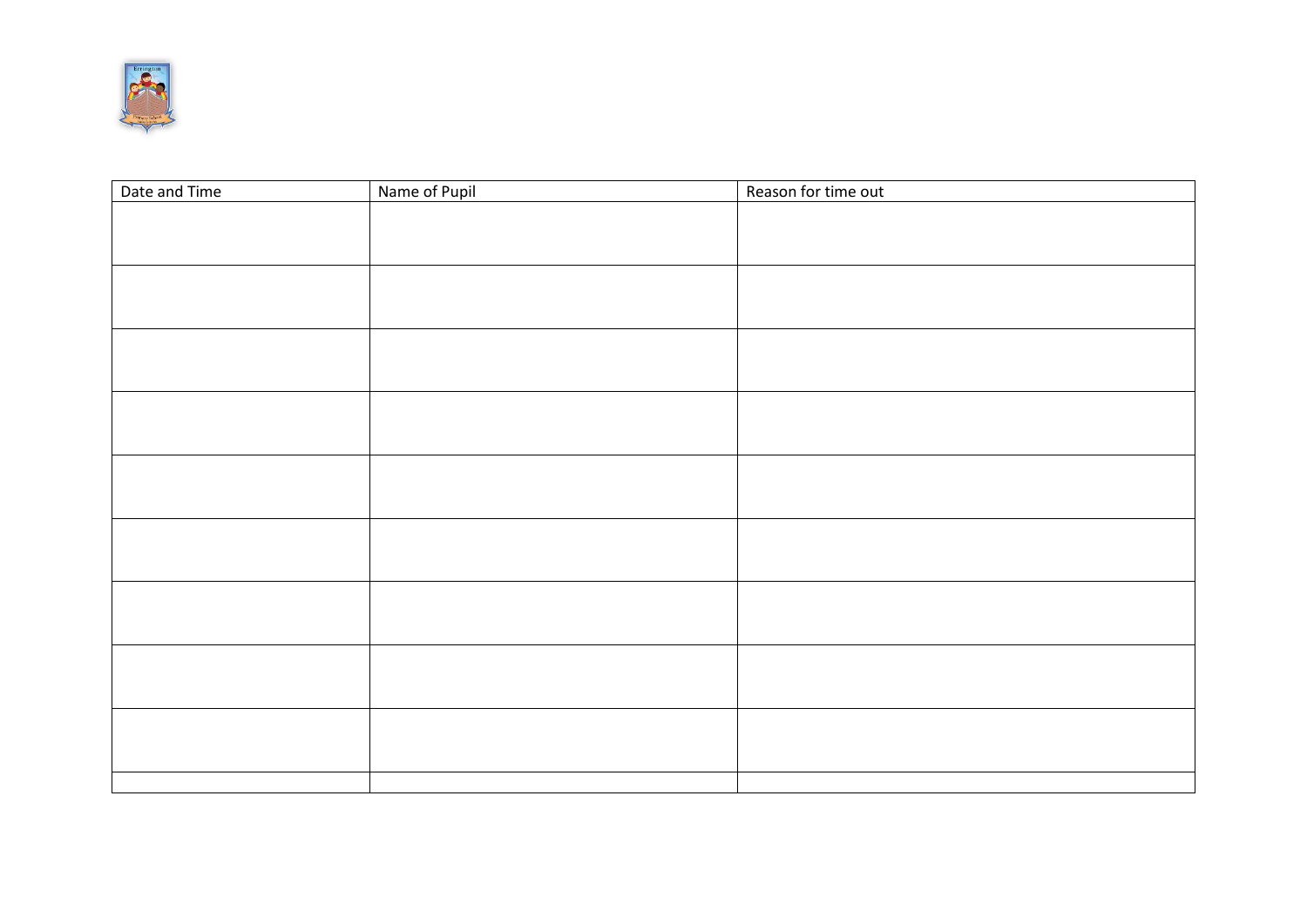| Date and Time | Name of Pupil | Reason for time out |
|---|---|---|
| | | |
| | | |
| | | |
| | | |
| | | |
| | | |
| | | |
| | | |
| | | |
| | | |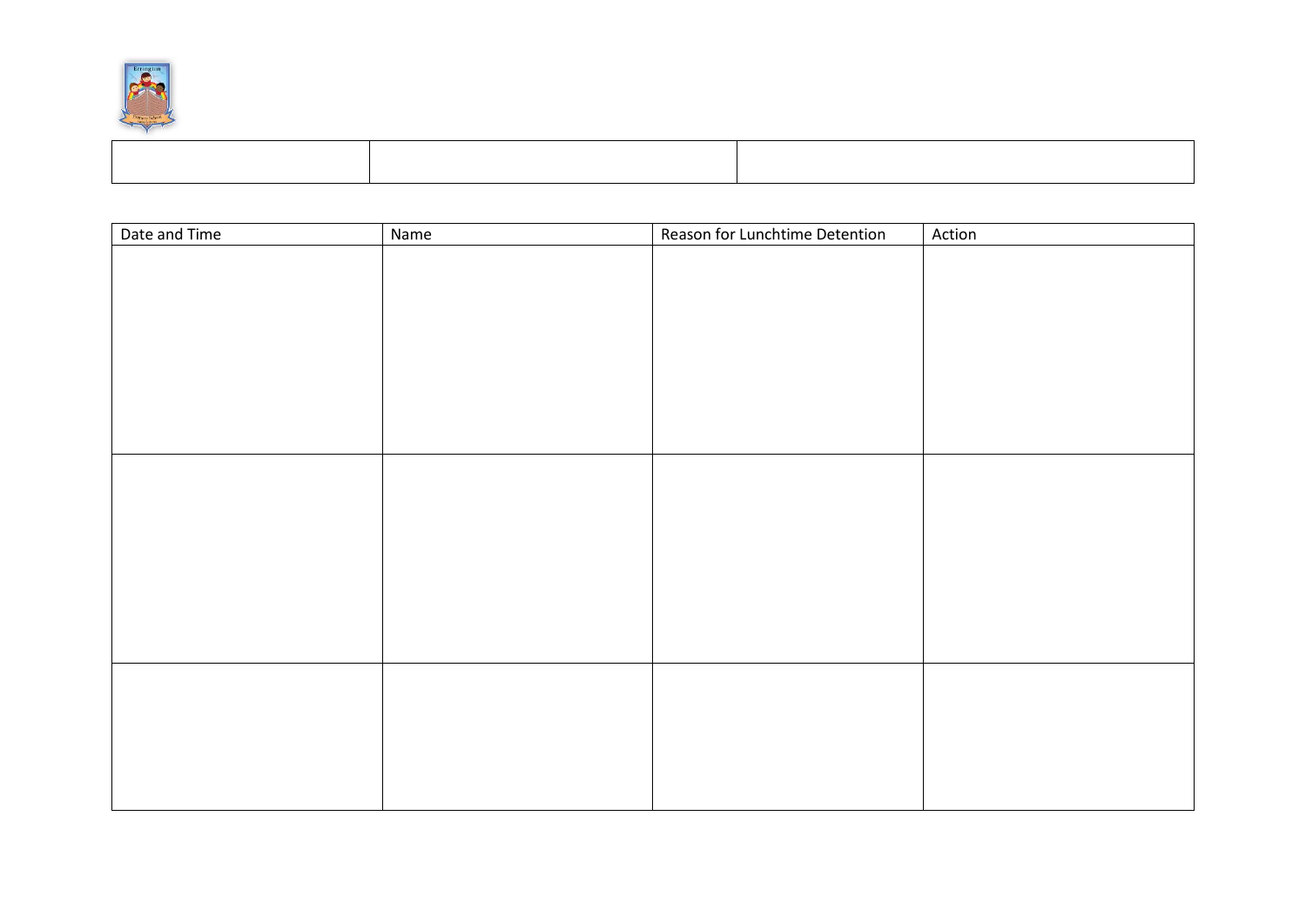| | | |
|---|---|---|
| | | |

| Date and Time | Name | Reason for Lunchtime Detention | Action |
|---|---|---|---|
| | | | |
| | | | |
| | | | |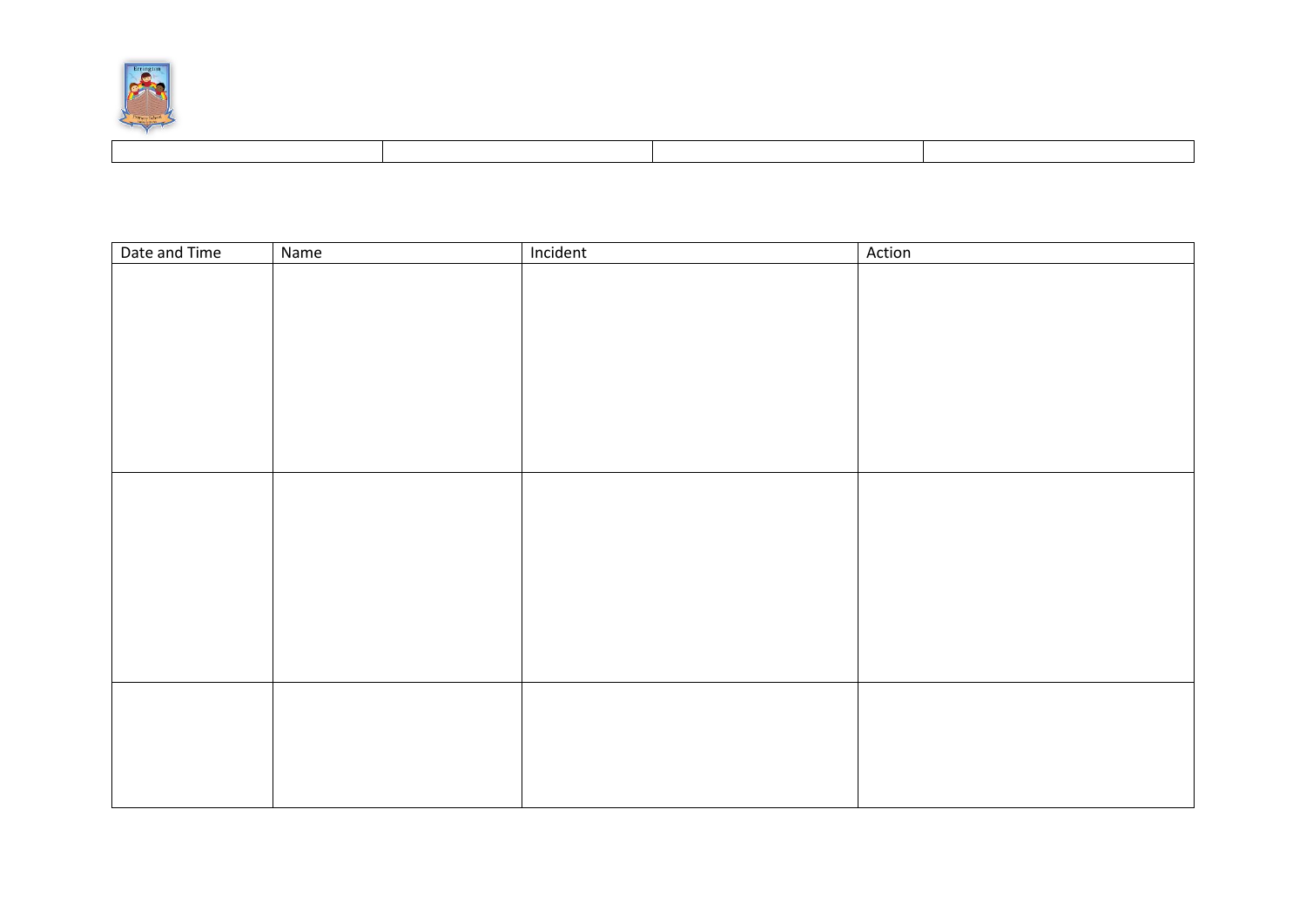| | | | |
|---|---|---|---|
| | | | |

| Date and Time | Name | Incident | Action |
|---|---|---|---|
| | | | |
| | | | |
| | | | |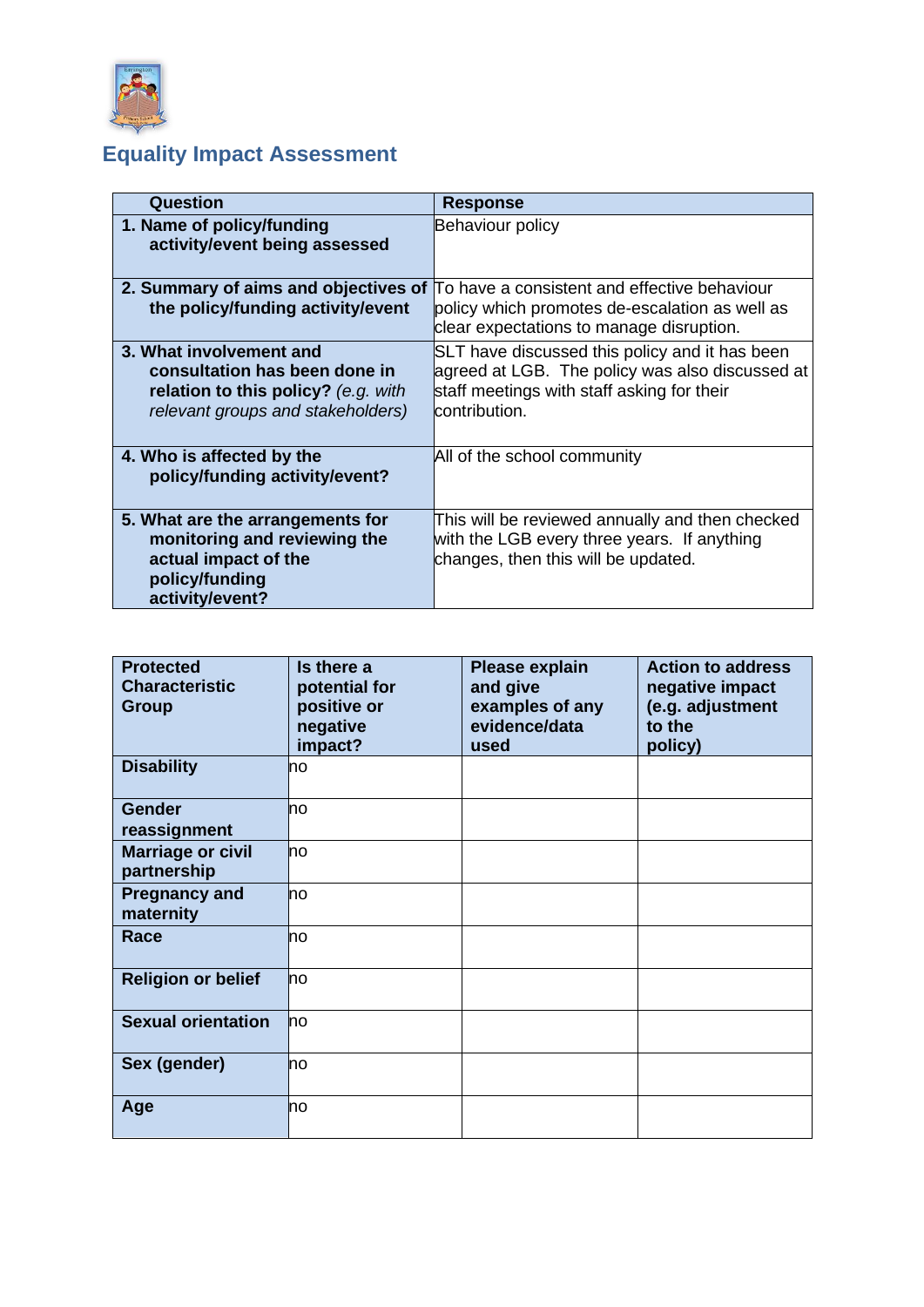## Equality Impact Assessment

| Question | Response |
|---|---|
| **1. Name of policy/funding activity/event being assessed** | Behaviour policy |
| **2. Summary of aims and objectives of the policy/funding activity/event** | To have a consistent and effective behaviour policy which promotes de-escalation as well as clear expectations to manage disruption. |
| **3. What involvement and consultation has been done in relation to this policy?** *(e.g. with relevant groups and stakeholders)* | SLT have discussed this policy and it has been agreed at LGB. The policy was also discussed at staff meetings with staff asking for their contribution. |
| **4. Who is affected by the policy/funding activity/event?** | All of the school community |
| **5. What are the arrangements for monitoring and reviewing the actual impact of the policy/funding activity/event?** | This will be reviewed annually and then checked with the LGB every three years. If anything changes, then this will be updated. |

| Protected Characteristic Group | Is there a potential for positive or negative impact? | Please explain and give examples of any evidence/data used | Action to address negative impact (e.g. adjustment to the policy) |
|---|---|---|---|
| **Disability** | no | | |
| **Gender reassignment** | no | | |
| **Marriage or civil partnership** | no | | |
| **Pregnancy and maternity** | no | | |
| **Race** | no | | |
| **Religion or belief** | no | | |
| **Sexual orientation** | no | | |
| **Sex (gender)** | no | | |
| **Age** | no | | |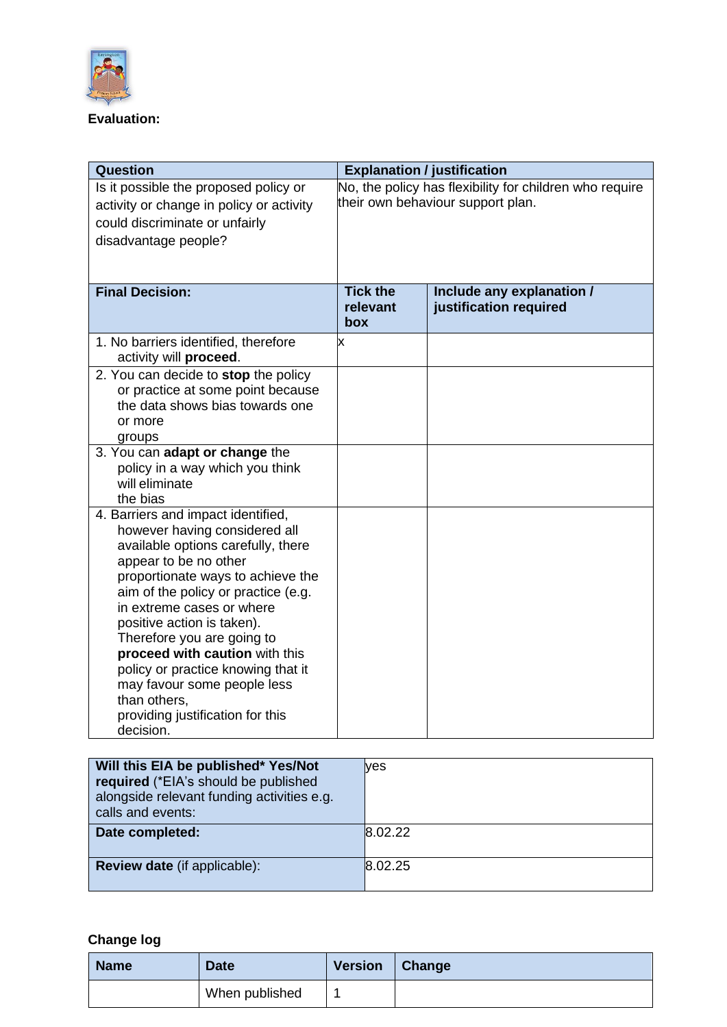**Evaluation:**

| Question | Explanation / justification | |
|---|---|---|
| Is it possible the proposed policy or activity or change in policy or activity could discriminate or unfairly disadvantage people? | No, the policy has flexibility for children who require their own behaviour support plan. | |
| **Final Decision:** | **Tick the relevant box** | **Include any explanation / justification required** |
| 1. No barriers identified, therefore activity will **proceed**. | x | |
| 2. You can decide to **stop** the policy or practice at some point because the data shows bias towards one or more groups | | |
| 3. You can **adapt or change** the policy in a way which you think will eliminate the bias | | |
| 4. Barriers and impact identified, however having considered all available options carefully, there appear to be no other proportionate ways to achieve the aim of the policy or practice (e.g. in extreme cases or where positive action is taken). Therefore you are going to **proceed with caution** with this policy or practice knowing that it may favour some people less than others, providing justification for this decision. | | |

| | |
|---|---|
| **Will this EIA be published* Yes/Not required** (*EIA's should be published alongside relevant funding activities e.g. calls and events: | yes |
| **Date completed:** | 8.02.22 |
| **Review date** (if applicable): | 8.02.25 |

**Change log**

| Name | Date | Version | Change |
|---|---|---|---|
| | When published | 1 | |